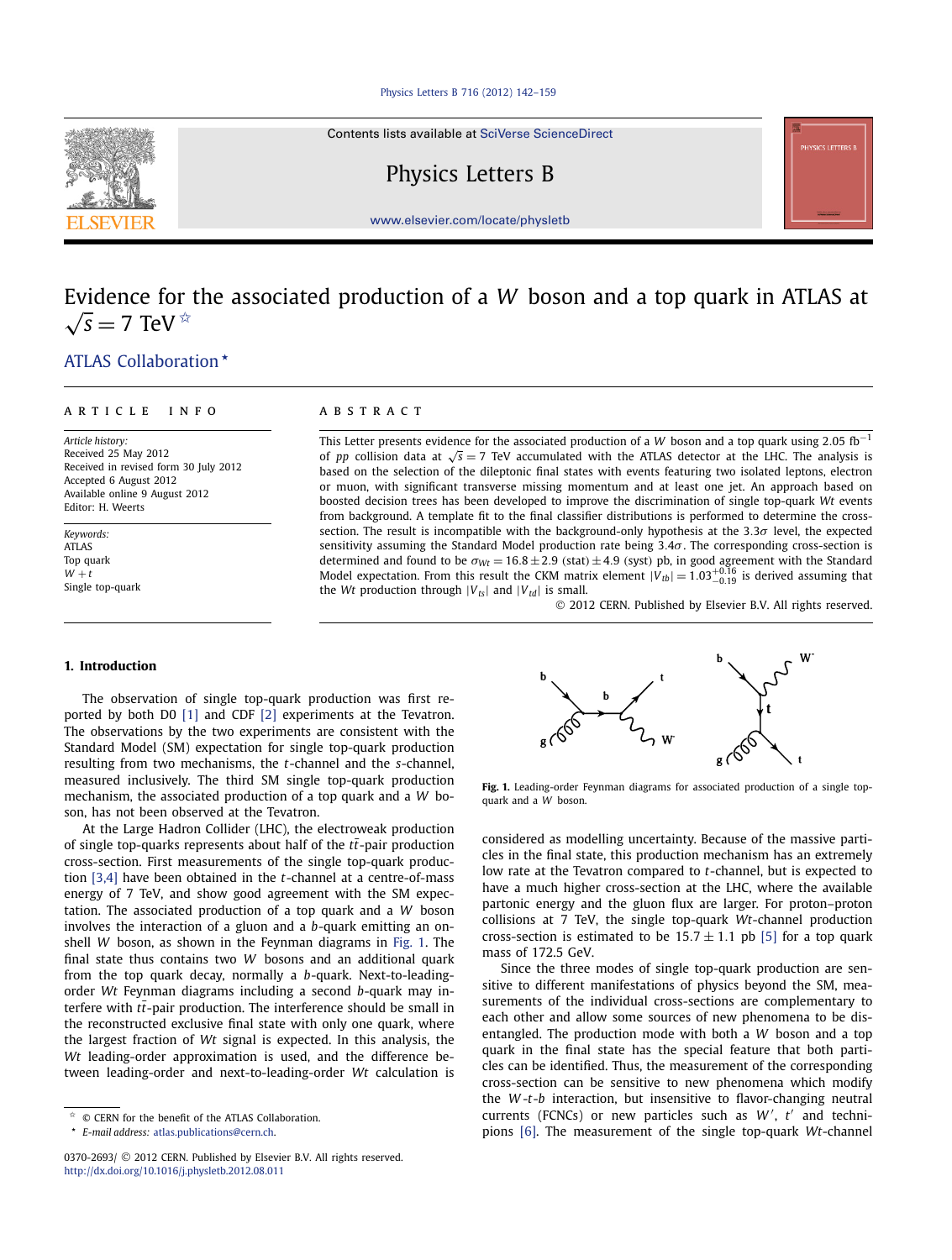# Evidence for the associated production of a $W$ boson and a top quark in ATLAS at $\sqrt{s} = 7$ TeV ☆

ATLAS Collaboration ⋆

**ARTICLE INFO**

*Article history:*
Received 25 May 2012
Received in revised form 30 July 2012
Accepted 6 August 2012
Available online 9 August 2012
Editor: H. Weerts

*Keywords:*
ATLAS
Top quark
$W + t$
Single top-quark

**ABSTRACT**

This Letter presents evidence for the associated production of a $W$ boson and a top quark using 2.05 fb$^{-1}$ of $pp$ collision data at $\sqrt{s} = 7$ TeV accumulated with the ATLAS detector at the LHC. The analysis is based on the selection of the dileptonic final states with events featuring two isolated leptons, electron or muon, with significant transverse missing momentum and at least one jet. An approach based on boosted decision trees has been developed to improve the discrimination of single top-quark $Wt$ events from background. A template fit to the final classifier distributions is performed to determine the cross-section. The result is incompatible with the background-only hypothesis at the $3.3\sigma$ level, the expected sensitivity assuming the Standard Model production rate being $3.4\sigma$. The corresponding cross-section is determined and found to be $\sigma_{Wt} = 16.8 \pm 2.9$ (stat) $\pm 4.9$ (syst) pb, in good agreement with the Standard Model expectation. From this result the CKM matrix element $|V_{tb}| = 1.03^{+0.16}_{-0.19}$ is derived assuming that the $Wt$ production through $|V_{ts}|$ and $|V_{td}|$ is small.

© 2012 CERN. Published by Elsevier B.V. All rights reserved.

## 1. Introduction

The observation of single top-quark production was first reported by both D0 [1] and CDF [2] experiments at the Tevatron. The observations by the two experiments were consistent with the Standard Model (SM) expectation for single top-quark production resulting from two mechanisms, the $t$-channel and the $s$-channel, measured inclusively. The third SM single top-quark production mechanism, the associated production of a top quark and a $W$ boson, has not been observed at the Tevatron.

At the Large Hadron Collider (LHC), the electroweak production of single top-quarks represents about half of the $t\bar{t}$-pair production cross-section. First measurements of the single top-quark production [3,4] have been obtained in the $t$-channel at a centre-of-mass energy of 7 TeV, and show good agreement with the SM expectation. The associated production of a top quark and a $W$ boson involves the interaction of a gluon and a $b$-quark emitting an on-shell $W$ boson, as shown in the Feynman diagrams in Fig. 1. The final state thus contains two $W$ bosons and an additional quark from the top quark decay, normally a $b$-quark. Next-to-leading-order $Wt$ Feynman diagrams including a second $b$-quark may interfere with $t\bar{t}$-pair production. The interference should be small in the reconstructed exclusive final state with only one quark, where the largest fraction of $Wt$ signal is expected. In this analysis, the $Wt$ leading-order approximation is used, and the difference between leading-order and next-to-leading-order $Wt$ calculation is considered as modelling uncertainty. Because of the massive particles in the final state, this production mechanism has an extremely low rate at the Tevatron compared to $t$-channel, but is expected to have a much higher cross-section at the LHC, where the available partonic energy and the gluon flux are larger. For proton–proton collisions at 7 TeV, the single top-quark $Wt$-channel production cross-section is estimated to be $15.7 \pm 1.1$ pb [5] for a top quark mass of 172.5 GeV.

b
b
t
g
W⁻
b
W⁻
t
g
t

**Fig. 1.** Leading-order Feynman diagrams for associated production of a single top-quark and a $W$ boson.

Since the three modes of single top-quark production are sensitive to different manifestations of physics beyond the SM, measurements of the individual cross-sections are complementary to each other and allow some sources of new phenomena to be disentangled. The production mode with both a $W$ boson and a top quark in the final state has the special feature that both particles can be identified. Thus, the measurement of the corresponding cross-section can be sensitive to new phenomena which modify the $W$-$t$-$b$ interaction, but insensitive to flavor-changing neutral currents (FCNCs) or new particles such as $W'$, $t'$ and technipions [6]. The measurement of the single top-quark $Wt$-channel

☆ © CERN for the benefit of the ATLAS Collaboration.
⋆ *E-mail address:* atlas.publications@cern.ch.

0370-2693/ © 2012 CERN. Published by Elsevier B.V. All rights reserved.
http://dx.doi.org/10.1016/j.physletb.2012.08.011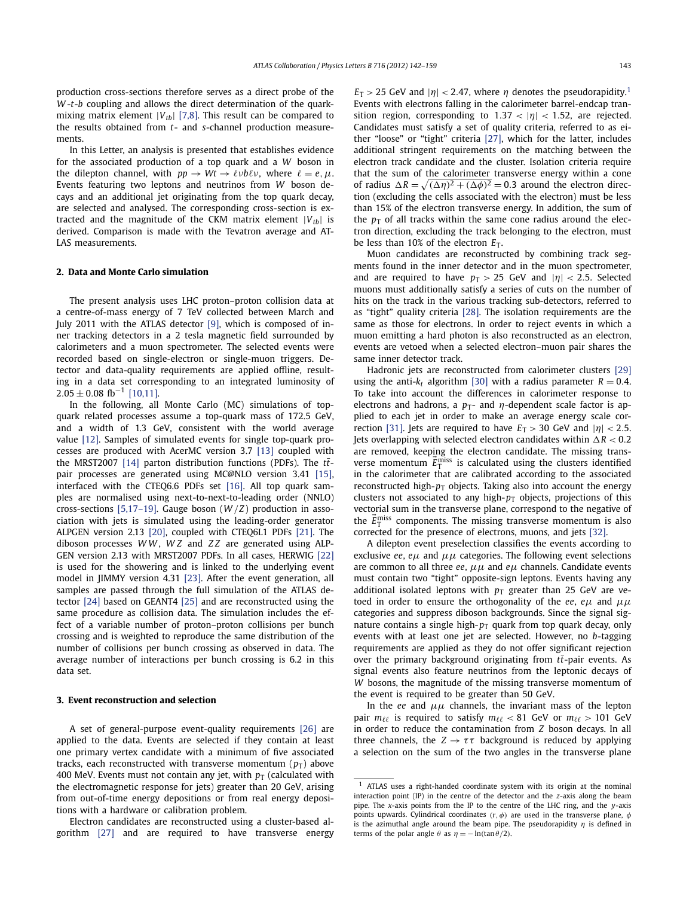production cross-sections therefore serves as a direct probe of the $W$-$t$-$b$ coupling and allows the direct determination of the quark-mixing matrix element $|V_{tb}|$ [7,8]. This result can be compared to the results obtained from $t$- and $s$-channel production measurements.

In this Letter, an analysis is presented that establishes evidence for the associated production of a top quark and a $W$ boson in the dilepton channel, with $pp \to Wt \to \ell\nu b\ell\nu$, where $\ell = e, \mu$. Events featuring two leptons and neutrinos from $W$ boson decays and an additional jet originating from the top quark decay, are selected and analysed. The corresponding cross-section is extracted and the magnitude of the CKM matrix element $|V_{tb}|$ is derived. Comparison is made with the Tevatron average and ATLAS measurements.

## 2. Data and Monte Carlo simulation

The present analysis uses LHC proton–proton collision data at a centre-of-mass energy of 7 TeV collected between March and July 2011 with the ATLAS detector [9], which is composed of inner tracking detectors in a 2 tesla magnetic field surrounded by calorimeters and a muon spectrometer. The selected events were recorded based on single-electron or single-muon triggers. Detector and data-quality requirements are applied offline, resulting in a data set corresponding to an integrated luminosity of $2.05 \pm 0.08$ fb$^{-1}$ [10,11].

In the following, all Monte Carlo (MC) simulations of top-quark related processes assume a top-quark mass of 172.5 GeV, and a width of 1.3 GeV, consistent with the world average value [12]. Samples of simulated events for single top-quark processes are produced with AcerMC version 3.7 [13] coupled with the MRST2007 [14] parton distribution functions (PDFs). The $t\bar{t}$-pair processes are generated using MC@NLO version 3.41 [15], interfaced with the CTEQ6.6 PDFs set [16]. All top quark samples are normalised using next-to-next-to-leading order (NNLO) cross-sections [5,17–19]. Gauge boson ($W/Z$) production in association with jets is simulated using the leading-order generator ALPGEN version 2.13 [20], coupled with CTEQ6L1 PDFs [21]. The diboson processes $WW$, $WZ$ and $ZZ$ are generated using ALPGEN version 2.13 with MRST2007 PDFs. In all cases, HERWIG [22] is used for the showering and is linked to the underlying event model in JIMMY version 4.31 [23]. After the event generation, all samples are passed through the full simulation of the ATLAS detector [24] based on GEANT4 [25] and are reconstructed using the same procedure as collision data. The simulation includes the effect of a variable number of proton–proton collisions per bunch crossing and is weighted to reproduce the same distribution of the number of collisions per bunch crossing as observed in data. The average number of interactions per bunch crossing is 6.2 in this data set.

## 3. Event reconstruction and selection

A set of general-purpose event-quality requirements [26] are applied to the data. Events are selected if they contain at least one primary vertex candidate with a minimum of five associated tracks, each reconstructed with transverse momentum ($p_T$) above 400 MeV. Events must not contain any jet, with $p_T$ (calculated with the electromagnetic response for jets) greater than 20 GeV, arising from out-of-time energy depositions or from real energy depositions with a hardware or calibration problem.

Electron candidates are reconstructed using a cluster-based algorithm [27] and are required to have transverse energy $E_T > 25$ GeV and $|\eta| < 2.47$, where $\eta$ denotes the pseudorapidity.[1] Events with electrons falling in the calorimeter barrel-endcap transition region, corresponding to $1.37 < |\eta| < 1.52$, are rejected. Candidates must satisfy a set of quality criteria, referred to as either "loose" or "tight" criteria [27], which for the latter, includes additional stringent requirements on the matching between the electron track candidate and the cluster. Isolation criteria require that the sum of the calorimeter transverse energy within a cone of radius $\Delta R = \sqrt{(\Delta\eta)^2 + (\Delta\phi)^2} = 0.3$ around the electron direction (excluding the cells associated with the electron) must be less than 15% of the electron transverse energy. In addition, the sum of the $p_T$ of all tracks within the same cone radius around the electron direction, excluding the track belonging to the electron, must be less than 10% of the electron $E_T$.

Muon candidates are reconstructed by combining track segments found in the inner detector and in the muon spectrometer, and are required to have $p_T > 25$ GeV and $|\eta| < 2.5$. Selected muons must additionally satisfy a series of cuts on the number of hits on the track in the various tracking sub-detectors, referred to as "tight" quality criteria [28]. The isolation requirements are the same as those for electrons. In order to reject events in which a muon emitting a hard photon is also reconstructed as an electron, events are vetoed when a selected electron–muon pair shares the same inner detector track.

Hadronic jets are reconstructed from calorimeter clusters [29] using the anti-$k_t$ algorithm [30] with a radius parameter $R = 0.4$. To take into account the differences in calorimeter response to electrons and hadrons, a $p_T$- and $\eta$-dependent scale factor is applied to each jet in order to make an average energy scale correction [31]. Jets are required to have $E_T > 30$ GeV and $|\eta| < 2.5$. Jets overlapping with selected electron candidates within $\Delta R < 0.2$ are removed, keeping the electron candidate. The missing transverse momentum $\vec{E}_T^{\text{miss}}$ is calculated using the clusters identified in the calorimeter that are calibrated according to the associated reconstructed high-$p_T$ objects. Taking also into account the energy clusters not associated to any high-$p_T$ objects, projections of this vectorial sum in the transverse plane, correspond to the negative of the $\vec{E}_T^{\text{miss}}$ components. The missing transverse momentum is also corrected for the presence of electrons, muons, and jets [32].

A dilepton event preselection classifies the events according to exclusive $ee$, $e\mu$ and $\mu\mu$ categories. The following event selections are common to all three $ee$, $\mu\mu$ and $e\mu$ channels. Candidate events must contain two "tight" opposite-sign leptons. Events having any additional isolated leptons with $p_T$ greater than 25 GeV are vetoed in order to ensure the orthogonality of the $ee$, $e\mu$ and $\mu\mu$ categories and suppress diboson backgrounds. Since the signal signature contains a single high-$p_T$ quark from top quark decay, only events with at least one jet are selected. However, no $b$-tagging requirements are applied as they do not offer significant rejection over the primary background originating from $t\bar{t}$-pair events. As signal events also feature neutrinos from the leptonic decays of $W$ bosons, the magnitude of the missing transverse momentum of the event is required to be greater than 50 GeV.

In the $ee$ and $\mu\mu$ channels, the invariant mass of the lepton pair $m_{\ell\ell}$ is required to satisfy $m_{\ell\ell} < 81$ GeV or $m_{\ell\ell} > 101$ GeV in order to reduce the contamination from $Z$ boson decays. In all three channels, the $Z \to \tau\tau$ background is reduced by applying a selection on the sum of the two angles in the transverse plane

[1] ATLAS uses a right-handed coordinate system with its origin at the nominal interaction point (IP) in the centre of the detector and the $z$-axis along the beam pipe. The $x$-axis points from the IP to the centre of the LHC ring, and the $y$-axis points upwards. Cylindrical coordinates $(r, \phi)$ are used in the transverse plane, $\phi$ is the azimuthal angle around the beam pipe. The pseudorapidity $\eta$ is defined in terms of the polar angle $\theta$ as $\eta = -\ln(\tan\theta/2)$.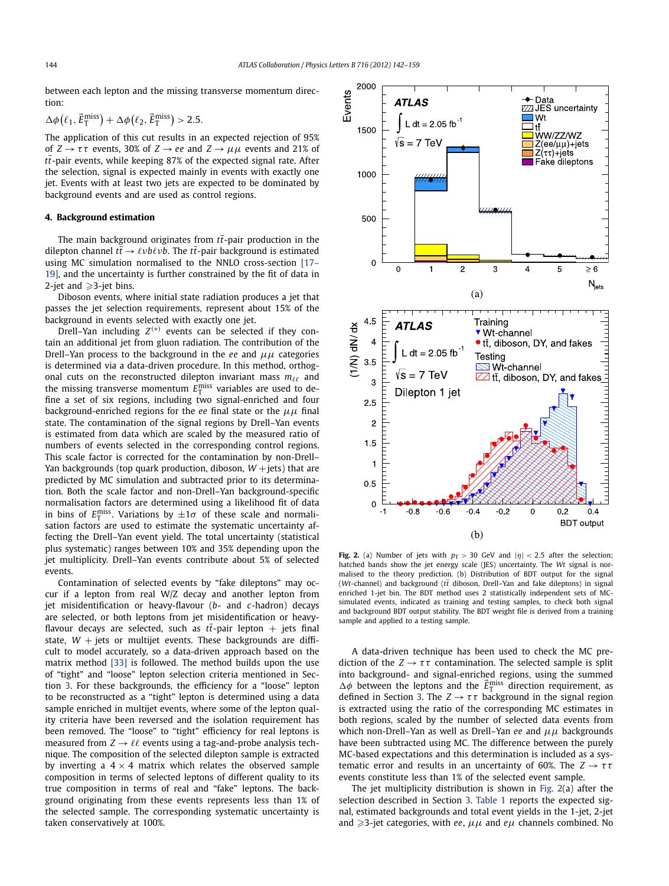between each lepton and the missing transverse momentum direction:

$$\Delta\phi(\ell_1, \vec{E}_T^{miss}) + \Delta\phi(\ell_2, \vec{E}_T^{miss}) > 2.5.$$

The application of this cut results in an expected rejection of 95% of $Z \to \tau\tau$ events, 30% of $Z \to ee$ and $Z \to \mu\mu$ events and 21% of $t\bar{t}$-pair events, while keeping 87% of the expected signal rate. After the selection, signal is expected mainly in events with exactly one jet. Events with at least two jets are expected to be dominated by background events and are used as control regions.

## 4. Background estimation

The main background originates from $t\bar{t}$-pair production in the dilepton channel $t\bar{t} \to \ell\nu b\ell\nu b$. The $t\bar{t}$-pair background is estimated using MC simulation normalised to the NNLO cross-section [17–19], and the uncertainty is further constrained by the fit of data in 2-jet and $\geqslant$3-jet bins.

Diboson events, where initial state radiation produces a jet that passes the jet selection requirements, represent about 15% of the background in events selected with exactly one jet.

Drell–Yan including $Z^{(*)}$ events can be selected if they contain an additional jet from gluon radiation. The contribution of the Drell–Yan process to the background in the $ee$ and $\mu\mu$ categories is determined via a data-driven procedure. In this method, orthogonal cuts on the reconstructed dilepton invariant mass $m_{\ell\ell}$ and the missing transverse momentum $E_T^{miss}$ variables are used to define a set of six regions, including two signal-enriched and four background-enriched regions for the $ee$ final state or the $\mu\mu$ final state. The contamination of the signal regions by Drell–Yan events is estimated from data which are scaled by the measured ratio of numbers of events selected in the corresponding control regions. This scale factor is corrected for the contamination by non-Drell–Yan backgrounds (top quark production, diboson, $W$+jets) that are predicted by MC simulation and subtracted prior to its determination. Both the scale factor and non-Drell–Yan background-specific normalisation factors are determined using a likelihood fit of data in bins of $E_T^{miss}$. Variations by $\pm1\sigma$ of these scale and normalisation factors are used to estimate the systematic uncertainty affecting the Drell–Yan event yield. The total uncertainty (statistical plus systematic) ranges between 10% and 35% depending upon the jet multiplicity. Drell–Yan events contribute about 5% of selected events.

Contamination of selected events by "fake dileptons" may occur if a lepton from real W/Z decay and another lepton from jet misidentification or heavy-flavour ($b$- and $c$-hadron) decays are selected, or both leptons from jet misidentification or heavy-flavour decays are selected, such as $t\bar{t}$-pair lepton + jets final state, $W$ + jets or multijet events. These backgrounds are difficult to model accurately, so a data-driven approach based on the matrix method [33] is followed. The method builds upon the use of "tight" and "loose" lepton selection criteria mentioned in Section 3. For these backgrounds, the efficiency for a "loose" lepton to be reconstructed as a "tight" lepton is determined using a data sample enriched in multijet events, where some of the lepton quality criteria have been reversed and the isolation requirement has been removed. The "loose" to "tight" efficiency for real leptons is measured from $Z \to \ell\ell$ events using a tag-and-probe analysis technique. The composition of the selected dilepton sample is extracted by inverting a $4 \times 4$ matrix which relates the observed sample composition in terms of selected leptons of different quality to its true composition in terms of real and "fake" leptons. The background originating from these events represents less than 1% of the selected sample. The corresponding systematic uncertainty is taken conservatively at 100%.

**Fig. 2.** (a) Number of jets with $p_T > 30$ GeV and $|\eta| < 2.5$ after the selection; hatched bands show the jet energy scale (JES) uncertainty. The $Wt$ signal is normalised to the theory prediction. (b) Distribution of BDT output for the signal ($Wt$-channel) and background ($t\bar{t}$ diboson, Drell–Yan and fake dileptons) in signal enriched 1-jet bin. The BDT method uses 2 statistically independent sets of MC-simulated events, indicated as training and testing samples, to check both signal and background BDT output stability. The BDT weight file is derived from a training sample and applied to a testing sample.

A data-driven technique has been used to check the MC prediction of the $Z \to \tau\tau$ contamination. The selected sample is split into background- and signal-enriched regions, using the summed $\Delta\phi$ between the leptons and the $\vec{E}_T^{miss}$ direction requirement, as defined in Section 3. The $Z \to \tau\tau$ background in the signal region is extracted using the ratio of the corresponding MC estimates in both regions, scaled by the number of selected data events from which non-Drell–Yan as well as Drell–Yan $ee$ and $\mu\mu$ backgrounds have been subtracted using MC. The difference between the purely MC-based expectations and this determination is included as a systematic error and results in an uncertainty of 60%. The $Z \to \tau\tau$ events constitute less than 1% of the selected event sample.

The jet multiplicity distribution is shown in Fig. 2(a) after the selection described in Section 3. Table 1 reports the expected signal, estimated backgrounds and total event yields in the 1-jet, 2-jet and $\geqslant$3-jet categories, with $ee$, $\mu\mu$ and $e\mu$ channels combined. No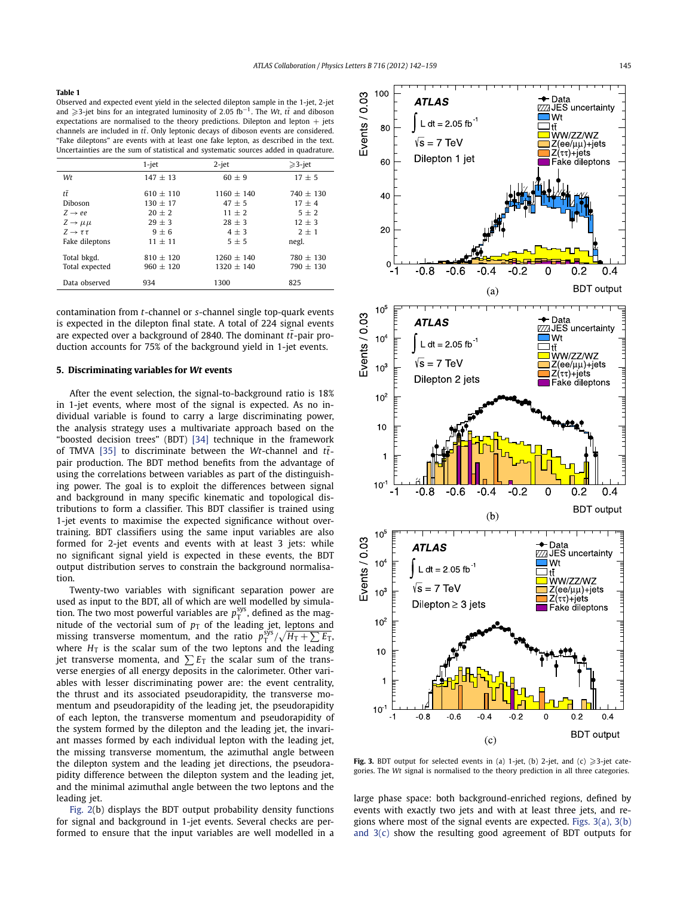**Table 1**
Observed and expected event yield in the selected dilepton sample in the 1-jet, 2-jet and ⩾3-jet bins for an integrated luminosity of 2.05 $\text{fb}^{-1}$. The *Wt*, $t\bar{t}$ and diboson expectations are normalised to the theory predictions. Dilepton and lepton + jets channels are included in $t\bar{t}$. Only leptonic decays of diboson events are considered. "Fake dileptons" are events with at least one fake lepton, as described in the text. Uncertainties are the sum of statistical and systematic sources added in quadrature.

| | 1-jet | 2-jet | ⩾3-jet |
|---|---|---|---|
| *Wt* | 147 ± 13 | 60 ± 9 | 17 ± 5 |
| $t\bar{t}$ | 610 ± 110 | 1160 ± 140 | 740 ± 130 |
| Diboson | 130 ± 17 | 47 ± 5 | 17 ± 4 |
| $Z \to ee$ | 20 ± 2 | 11 ± 2 | 5 ± 2 |
| $Z \to \mu\mu$ | 29 ± 3 | 28 ± 3 | 12 ± 3 |
| $Z \to \tau\tau$ | 9 ± 6 | 4 ± 3 | 2 ± 1 |
| Fake dileptons | 11 ± 11 | 5 ± 5 | negl. |
| Total bkgd. | 810 ± 120 | 1260 ± 140 | 780 ± 130 |
| Total expected | 960 ± 120 | 1320 ± 140 | 790 ± 130 |
| Data observed | 934 | 1300 | 825 |

contamination from *t*-channel or *s*-channel single top-quark events is expected in the dilepton final state. A total of 224 signal events are expected over a background of 2840. The dominant $t\bar{t}$-pair production accounts for 75% of the background yield in 1-jet events.

## 5. Discriminating variables for *Wt* events

After the event selection, the signal-to-background ratio is 18% in 1-jet events, where most of the signal is expected. As no individual variable is found to carry a large discriminating power, the analysis strategy uses a multivariate approach based on the "boosted decision trees" (BDT) [34] technique in the framework of TMVA [35] to discriminate between the *Wt*-channel and $t\bar{t}$-pair production. The BDT method benefits from the advantage of using the correlations between variables as part of the distinguishing power. The goal is to exploit the differences between signal and background in many specific kinematic and topological distributions to form a classifier. This BDT classifier is trained using 1-jet events to maximise the expected significance without overtraining. BDT classifiers using the same input variables are also formed for 2-jet events and events with at least 3 jets: while no significant signal yield is expected in these events, the BDT output distribution serves to constrain the background normalisation.

Twenty-two variables with significant separation power are used as input to the BDT, all of which are well modelled by simulation. The two most powerful variables are $p_{\mathrm{T}}^{\mathrm{sys}}$, defined as the magnitude of the vectorial sum of $p_{\mathrm{T}}$ of the leading jet, leptons and missing transverse momentum, and the ratio $p_{\mathrm{T}}^{\mathrm{sys}}/\sqrt{H_{\mathrm{T}} + \sum E_{\mathrm{T}}}$, where $H_{\mathrm{T}}$ is the scalar sum of the two leptons and the leading jet transverse momenta, and $\sum E_{\mathrm{T}}$ the scalar sum of the transverse energies of all energy deposits in the calorimeter. Other variables with lesser discriminating power are: the event centrality, the thrust and its associated pseudorapidity, the transverse momentum and the pseudorapidity of the leading jet, the pseudorapidity of each lepton, the transverse momentum and pseudorapidity of the system formed by the dilepton and the leading jet, the invariant masses formed by each individual lepton with the leading jet, the missing transverse momentum, the azimuthal angle between the dilepton system and the leading jet directions, the pseudorapidity difference between the dilepton system and the leading jet, and the minimal azimuthal angle between the two leptons and the leading jet.

Fig. 2(b) displays the BDT output probability density functions for signal and background in 1-jet events. Several checks are performed to ensure that the input variables are well modelled in a large phase space: both background-enriched regions, defined by events with exactly two jets and with at least three jets, and regions where most of the signal events are expected. Figs. 3(a), 3(b) and 3(c) show the resulting good agreement of BDT outputs for

ATLAS
$\int$ L dt = 2.05 fb$^{-1}$
$\sqrt{s}$ = 7 TeV
Dilepton 1 jet
Data
JES uncertainty
Wt
$t\bar{t}$
WW/ZZ/WZ
Z(ee/μμ)+jets
Z(ττ)+jets
Fake dileptons
Events / 0.03
BDT output
(a)

ATLAS
$\int$ L dt = 2.05 fb$^{-1}$
$\sqrt{s}$ = 7 TeV
Dilepton 2 jets
Events / 0.03
BDT output
(b)

ATLAS
$\int$ L dt = 2.05 fb$^{-1}$
$\sqrt{s}$ = 7 TeV
Dilepton ≥ 3 jets
Events / 0.03
BDT output
(c)

**Fig. 3.** BDT output for selected events in (a) 1-jet, (b) 2-jet, and (c) ⩾3-jet categories. The *Wt* signal is normalised to the theory prediction in all three categories.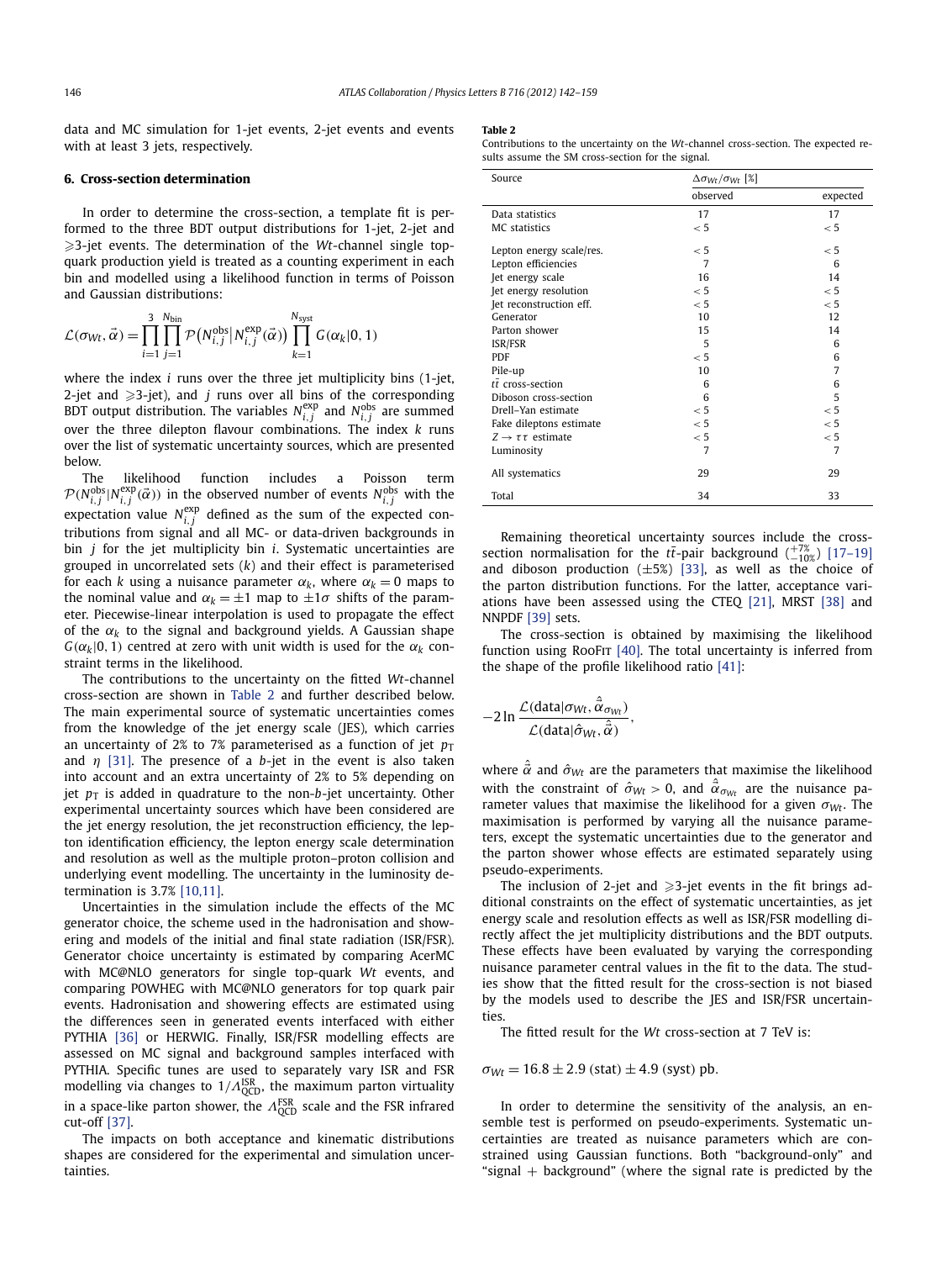data and MC simulation for 1-jet events, 2-jet events and events with at least 3 jets, respectively.

## 6. Cross-section determination

In order to determine the cross-section, a template fit is performed to the three BDT output distributions for 1-jet, 2-jet and $\geqslant$3-jet events. The determination of the *Wt*-channel single top-quark production yield is treated as a counting experiment in each bin and modelled using a likelihood function in terms of Poisson and Gaussian distributions:

$$\mathcal{L}(\sigma_{Wt}, \vec{\alpha}) = \prod_{i=1}^{3} \prod_{j=1}^{N_{\text{bin}}} \mathcal{P}\left(N_{i,j}^{\text{obs}} \middle| N_{i,j}^{\text{exp}}(\vec{\alpha})\right) \prod_{k=1}^{N_{\text{syst}}} G(\alpha_k|0,1)$$

where the index $i$ runs over the three jet multiplicity bins (1-jet, 2-jet and $\geqslant$3-jet), and $j$ runs over all bins of the corresponding BDT output distribution. The variables $N_{i,j}^{\text{exp}}$ and $N_{i,j}^{\text{obs}}$ are summed over the three dilepton flavour combinations. The index $k$ runs over the list of systematic uncertainty sources, which are presented below.

The likelihood function includes a Poisson term $\mathcal{P}(N_{i,j}^{\text{obs}}|N_{i,j}^{\text{exp}}(\vec{\alpha}))$ in the observed number of events $N_{i,j}^{\text{obs}}$ with the expectation value $N_{i,j}^{\text{exp}}$ defined as the sum of the expected contributions from signal and all MC- or data-driven backgrounds in bin $j$ for the jet multiplicity bin $i$. Systematic uncertainties are grouped in uncorrelated sets ($k$) and their effect is parameterised for each $k$ using a nuisance parameter $\alpha_k$, where $\alpha_k = 0$ maps to the nominal value and $\alpha_k = \pm 1$ map to $\pm 1\sigma$ shifts of the parameter. Piecewise-linear interpolation is used to propagate the effect of the $\alpha_k$ to the signal and background yields. A Gaussian shape $G(\alpha_k|0,1)$ centred at zero with unit width is used for the $\alpha_k$ constraint terms in the likelihood.

The contributions to the uncertainty on the fitted *Wt*-channel cross-section are shown in Table 2 and further described below. The main experimental source of systematic uncertainties comes from the knowledge of the jet energy scale (JES), which carries an uncertainty of 2% to 7% parameterised as a function of jet $p_{\text{T}}$ and $\eta$ [31]. The presence of a $b$-jet in the event is also taken into account and an extra uncertainty of 2% to 5% depending on jet $p_{\text{T}}$ is added in quadrature to the non-$b$-jet uncertainty. Other experimental uncertainty sources which have been considered are the jet energy resolution, the jet reconstruction efficiency, the lepton identification efficiency, the lepton energy scale determination and resolution as well as the multiple proton–proton collision and underlying event modelling. The uncertainty in the luminosity determination is 3.7% [10,11].

Uncertainties in the simulation include the effects of the MC generator choice, the scheme used in the hadronisation and showering and models of the initial and final state radiation (ISR/FSR). Generator choice uncertainty is estimated by comparing AcerMC with MC@NLO generators for single top-quark *Wt* events, and comparing POWHEG with MC@NLO generators for top quark pair events. Hadronisation and showering effects are estimated using the differences seen in generated events interfaced with either PYTHIA [36] or HERWIG. Finally, ISR/FSR modelling effects are assessed on MC signal and background samples interfaced with PYTHIA. Specific tunes are used to separately vary ISR and FSR modelling via changes to $1/\Lambda_{\text{QCD}}^{\text{ISR}}$, the maximum parton virtuality in a space-like parton shower, the $\Lambda_{\text{QCD}}^{\text{FSR}}$ scale and the FSR infrared cut-off [37].

The impacts on both acceptance and kinematic distributions shapes are considered for the experimental and simulation uncertainties.

**Table 2**
Contributions to the uncertainty on the *Wt*-channel cross-section. The expected results assume the SM cross-section for the signal.

| Source | $\Delta\sigma_{Wt}/\sigma_{Wt}$ [%] | |
|---|---|---|
| | observed | expected |
| Data statistics | 17 | 17 |
| MC statistics | < 5 | < 5 |
| Lepton energy scale/res. | < 5 | < 5 |
| Lepton efficiencies | 7 | 6 |
| Jet energy scale | 16 | 14 |
| Jet energy resolution | < 5 | < 5 |
| Jet reconstruction eff. | < 5 | < 5 |
| Generator | 10 | 12 |
| Parton shower | 15 | 14 |
| ISR/FSR | 5 | 6 |
| PDF | < 5 | 6 |
| Pile-up | 10 | 7 |
| $t\bar{t}$ cross-section | 6 | 6 |
| Diboson cross-section | 6 | 5 |
| Drell–Yan estimate | < 5 | < 5 |
| Fake dileptons estimate | < 5 | < 5 |
| $Z \to \tau\tau$ estimate | < 5 | < 5 |
| Luminosity | 7 | 7 |
| All systematics | 29 | 29 |
| Total | 34 | 33 |

Remaining theoretical uncertainty sources include the cross-section normalisation for the $t\bar{t}$-pair background ($^{+7\%}_{-10\%}$) [17–19] and diboson production ($\pm 5\%$) [33], as well as the choice of the parton distribution functions. For the latter, acceptance variations have been assessed using the CTEQ [21], MRST [38] and NNPDF [39] sets.

The cross-section is obtained by maximising the likelihood function using RooFit [40]. The total uncertainty is inferred from the shape of the profile likelihood ratio [41]:

$$-2\ln\frac{\mathcal{L}(\text{data}|\sigma_{Wt}, \hat{\hat{\vec{\alpha}}}_{\sigma_{Wt}})}{\mathcal{L}(\text{data}|\hat{\sigma}_{Wt}, \hat{\vec{\alpha}})},$$

where $\hat{\vec{\alpha}}$ and $\hat{\sigma}_{Wt}$ are the parameters that maximise the likelihood with the constraint of $\hat{\sigma}_{Wt} > 0$, and $\hat{\hat{\vec{\alpha}}}_{\sigma_{Wt}}$ are the nuisance parameter values that maximise the likelihood for a given $\sigma_{Wt}$. The maximisation is performed by varying all the nuisance parameters, except the systematic uncertainties due to the generator and the parton shower whose effects are estimated separately using pseudo-experiments.

The inclusion of 2-jet and $\geqslant$3-jet events in the fit brings additional constraints on the effect of systematic uncertainties, as jet energy scale and resolution effects as well as ISR/FSR modelling directly affect the jet multiplicity distributions and the BDT outputs. These effects have been evaluated by varying the corresponding nuisance parameter central values in the fit to the data. The studies show that the fitted result for the cross-section is not biased by the models used to describe the JES and ISR/FSR uncertainties.

The fitted result for the *Wt* cross-section at 7 TeV is:

$$\sigma_{Wt} = 16.8 \pm 2.9\ (\text{stat}) \pm 4.9\ (\text{syst})\ \text{pb}.$$

In order to determine the sensitivity of the analysis, an ensemble test is performed on pseudo-experiments. Systematic uncertainties are treated as nuisance parameters which are constrained using Gaussian functions. Both "background-only" and "signal + background" (where the signal rate is predicted by the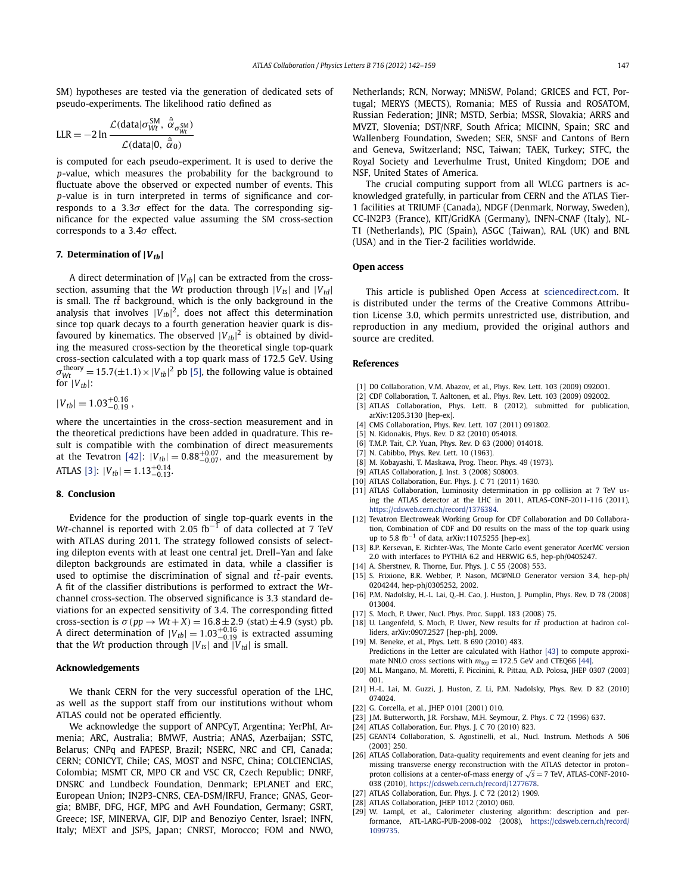SM) hypotheses are tested via the generation of dedicated sets of pseudo-experiments. The likelihood ratio defined as

$$\text{LLR} = -2\ln\frac{\mathcal{L}(\text{data}|\sigma_{Wt}^{\text{SM}},\ \hat{\hat{\alpha}}_{\sigma_{Wt}^{\text{SM}}})}{\mathcal{L}(\text{data}|0,\ \hat{\hat{\alpha}}_0)}$$

is computed for each pseudo-experiment. It is used to derive the $p$-value, which measures the probability for the background to fluctuate above the observed or expected number of events. This $p$-value is in turn interpreted in terms of significance and corresponds to a $3.3\sigma$ effect for the data. The corresponding significance for the expected value assuming the SM cross-section corresponds to a $3.4\sigma$ effect.

## 7. Determination of $|V_{tb}|$

A direct determination of $|V_{tb}|$ can be extracted from the cross-section, assuming that the *Wt* production through $|V_{ts}|$ and $|V_{td}|$ is small. The $t\bar{t}$ background, which is the only background in the analysis that involves $|V_{tb}|^2$, does not affect this determination since top quark decays to a fourth generation heavier quark is disfavoured by kinematics. The observed $|V_{tb}|^2$ is obtained by dividing the measured cross-section by the theoretical single top-quark cross-section calculated with a top quark mass of 172.5 GeV. Using $\sigma_{Wt}^{\text{theory}} = 15.7(\pm 1.1) \times |V_{tb}|^2$ pb [5], the following value is obtained for $|V_{tb}|$:

$$|V_{tb}| = 1.03^{+0.16}_{-0.19},$$

where the uncertainties in the cross-section measurement and in the theoretical predictions have been added in quadrature. This result is compatible with the combination of direct measurements at the Tevatron [42]: $|V_{tb}| = 0.88^{+0.07}_{-0.07}$, and the measurement by ATLAS [3]: $|V_{tb}| = 1.13^{+0.14}_{-0.13}$.

## 8. Conclusion

Evidence for the production of single top-quark events in the *Wt*-channel is reported with 2.05 $\text{fb}^{-1}$ of data collected at 7 TeV with ATLAS during 2011. The strategy followed consists of selecting dilepton events with at least one central jet. Drell–Yan and fake dilepton backgrounds are estimated in data, while a classifier is used to optimise the discrimination of signal and $t\bar{t}$-pair events. A fit of the classifier distributions is performed to extract the *Wt*-channel cross-section. The observed significance is 3.3 standard deviations for an expected sensitivity of 3.4. The corresponding fitted cross-section is $\sigma(pp \to Wt + X) = 16.8 \pm 2.9\ (\text{stat}) \pm 4.9\ (\text{syst})$ pb. A direct determination of $|V_{tb}| = 1.03^{+0.16}_{-0.19}$ is extracted assuming that the *Wt* production through $|V_{ts}|$ and $|V_{td}|$ is small.

## Acknowledgements

We thank CERN for the very successful operation of the LHC, as well as the support staff from our institutions without whom ATLAS could not be operated efficiently.

We acknowledge the support of ANPCyT, Argentina; YerPhI, Armenia; ARC, Australia; BMWF, Austria; ANAS, Azerbaijan; SSTC, Belarus; CNPq and FAPESP, Brazil; NSERC, NRC and CFI, Canada; CERN; CONICYT, Chile; CAS, MOST and NSFC, China; COLCIENCIAS, Colombia; MSMT CR, MPO CR and VSC CR, Czech Republic; DNRF, DNSRC and Lundbeck Foundation, Denmark; EPLANET and ERC, European Union; IN2P3-CNRS, CEA-DSM/IRFU, France; GNAS, Georgia; BMBF, DFG, HGF, MPG and AvH Foundation, Germany; GSRT, Greece; ISF, MINERVA, GIF, DIP and Benoziyo Center, Israel; INFN, Italy; MEXT and JSPS, Japan; CNRST, Morocco; FOM and NWO, Netherlands; RCN, Norway; MNiSW, Poland; GRICES and FCT, Portugal; MERYS (MECTS), Romania; MES of Russia and ROSATOM, Russian Federation; JINR; MSTD, Serbia; MSSR, Slovakia; ARRS and MVZT, Slovenia; DST/NRF, South Africa; MICINN, Spain; SRC and Wallenberg Foundation, Sweden; SER, SNSF and Cantons of Bern and Geneva, Switzerland; NSC, Taiwan; TAEK, Turkey; STFC, the Royal Society and Leverhulme Trust, United Kingdom; DOE and NSF, United States of America.

The crucial computing support from all WLCG partners is acknowledged gratefully, in particular from CERN and the ATLAS Tier-1 facilities at TRIUMF (Canada), NDGF (Denmark, Norway, Sweden), CC-IN2P3 (France), KIT/GridKA (Germany), INFN-CNAF (Italy), NL-T1 (Netherlands), PIC (Spain), ASGC (Taiwan), RAL (UK) and BNL (USA) and in the Tier-2 facilities worldwide.

## Open access

This article is published Open Access at sciencedirect.com. It is distributed under the terms of the Creative Commons Attribution License 3.0, which permits unrestricted use, distribution, and reproduction in any medium, provided the original authors and source are credited.

## References

[1] D0 Collaboration, V.M. Abazov, et al., Phys. Rev. Lett. 103 (2009) 092001.
[2] CDF Collaboration, T. Aaltonen, et al., Phys. Rev. Lett. 103 (2009) 092002.
[3] ATLAS Collaboration, Phys. Lett. B (2012), submitted for publication, arXiv:1205.3130 [hep-ex].
[4] CMS Collaboration, Phys. Rev. Lett. 107 (2011) 091802.
[5] N. Kidonakis, Phys. Rev. D 82 (2010) 054018.
[6] T.M.P. Tait, C.P. Yuan, Phys. Rev. D 63 (2000) 014018.
[7] N. Cabibbo, Phys. Rev. Lett. 10 (1963).
[8] M. Kobayashi, T. Maskawa, Prog. Theor. Phys. 49 (1973).
[9] ATLAS Collaboration, J. Inst. 3 (2008) S08003.
[10] ATLAS Collaboration, Eur. Phys. J. C 71 (2011) 1630.
[11] ATLAS Collaboration, Luminosity determination in pp collision at 7 TeV using the ATLAS detector at the LHC in 2011, ATLAS-CONF-2011-116 (2011), https://cdsweb.cern.ch/record/1376384.
[12] Tevatron Electroweak Working Group for CDF Collaboration and D0 Collaboration, Combination of CDF and D0 results on the mass of the top quark using up to 5.8 $\text{fb}^{-1}$ of data, arXiv:1107.5255 [hep-ex].
[13] B.P. Kersevan, E. Richter-Was, The Monte Carlo event generator AcerMC version 2.0 with interfaces to PYTHIA 6.2 and HERWIG 6.5, hep-ph/0405247.
[14] A. Sherstnev, R. Thorne, Eur. Phys. J. C 55 (2008) 553.
[15] S. Frixione, B.R. Webber, P. Nason, MC@NLO Generator version 3.4, hep-ph/0204244, hep-ph/0305252, 2002.
[16] P.M. Nadolsky, H.-L. Lai, Q.-H. Cao, J. Huston, J. Pumplin, Phys. Rev. D 78 (2008) 013004.
[17] S. Moch, P. Uwer, Nucl. Phys. Proc. Suppl. 183 (2008) 75.
[18] U. Langenfeld, S. Moch, P. Uwer, New results for $t\bar{t}$ production at hadron colliders, arXiv:0907.2527 [hep-ph], 2009.
[19] M. Beneke, et al., Phys. Lett. B 690 (2010) 483. Predictions in the Letter are calculated with Hathor [43] to compute approximate NNLO cross sections with $m_{\text{top}} = 172.5$ GeV and CTEQ66 [44].
[20] M.L. Mangano, M. Moretti, F. Piccinini, R. Pittau, A.D. Polosa, JHEP 0307 (2003) 001.
[21] H.-L. Lai, M. Guzzi, J. Huston, Z. Li, P.M. Nadolsky, Phys. Rev. D 82 (2010) 074024.
[22] G. Corcella, et al., JHEP 0101 (2001) 010.
[23] J.M. Butterworth, J.R. Forshaw, M.H. Seymour, Z. Phys. C 72 (1996) 637.
[24] ATLAS Collaboration, Eur. Phys. J. C 70 (2010) 823.
[25] GEANT4 Collaboration, S. Agostinelli, et al., Nucl. Instrum. Methods A 506 (2003) 250.
[26] ATLAS Collaboration, Data-quality requirements and event cleaning for jets and missing transverse energy reconstruction with the ATLAS detector in proton–proton collisions at a center-of-mass energy of $\sqrt{s} = 7$ TeV, ATLAS-CONF-2010-038 (2010), https://cdsweb.cern.ch/record/1277678.
[27] ATLAS Collaboration, Eur. Phys. J. C 72 (2012) 1909.
[28] ATLAS Collaboration, JHEP 1012 (2010) 060.
[29] W. Lampl, et al., Calorimeter clustering algorithm: description and performance, ATL-LARG-PUB-2008-002 (2008), https://cdsweb.cern.ch/record/1099735.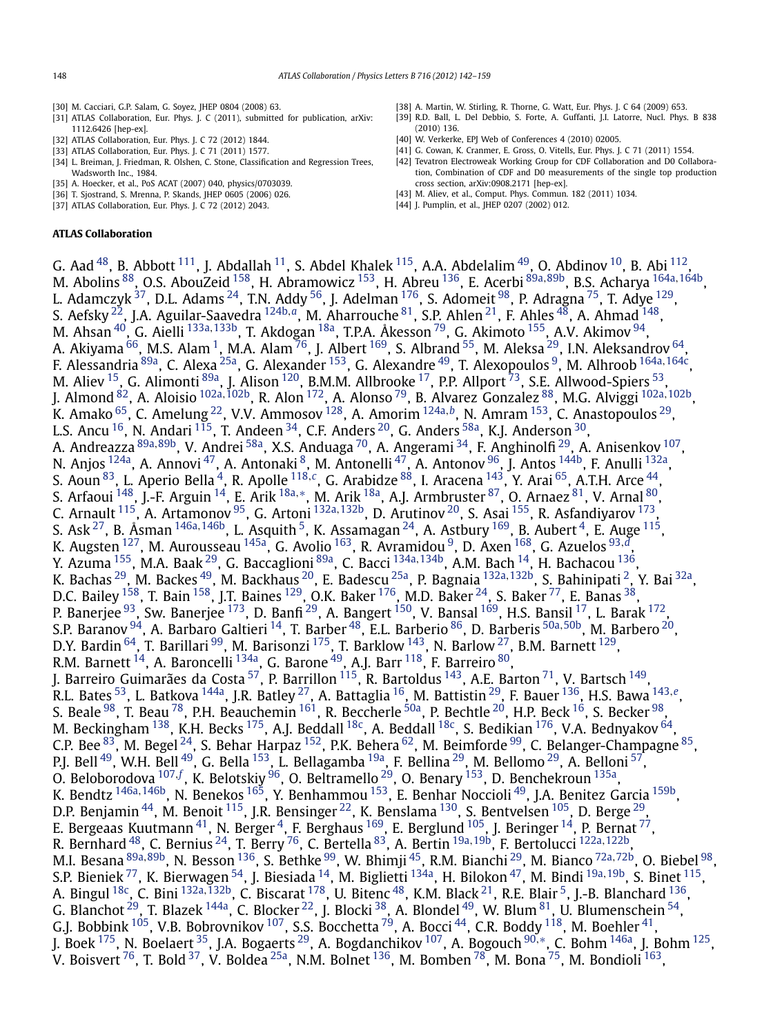[30] M. Cacciari, G.P. Salam, G. Soyez, JHEP 0804 (2008) 63.

[31] ATLAS Collaboration, Eur. Phys. J. C (2011), submitted for publication, arXiv: 1112.6426 [hep-ex].

[32] ATLAS Collaboration, Eur. Phys. J. C 72 (2012) 1844.

[33] ATLAS Collaboration, Eur. Phys. J. C 71 (2011) 1577.

[34] L. Breiman, J. Friedman, R. Olshen, C. Stone, Classification and Regression Trees, Wadsworth Inc., 1984.

[35] A. Hoecker, et al., PoS ACAT (2007) 040, physics/0703039.

[36] T. Sjostrand, S. Mrenna, P. Skands, JHEP 0605 (2006) 026.

[37] ATLAS Collaboration, Eur. Phys. J. C 72 (2012) 2043.

[38] A. Martin, W. Stirling, R. Thorne, G. Watt, Eur. Phys. J. C 64 (2009) 653.

[39] R.D. Ball, L. Del Debbio, S. Forte, A. Guffanti, J.I. Latorre, Nucl. Phys. B 838 (2010) 136.

[40] W. Verkerke, EPJ Web of Conferences 4 (2010) 02005.

[41] G. Cowan, K. Cranmer, E. Gross, O. Vitells, Eur. Phys. J. C 71 (2011) 1554.

[42] Tevatron Electroweak Working Group for CDF Collaboration and D0 Collaboration, Combination of CDF and D0 measurements of the single top production cross section, arXiv:0908.2171 [hep-ex].

[43] M. Aliev, et al., Comput. Phys. Commun. 182 (2011) 1034.

[44] J. Pumplin, et al., JHEP 0207 (2002) 012.

**ATLAS Collaboration**

G. Aad [48], B. Abbott [111], J. Abdallah [11], S. Abdel Khalek [115], A.A. Abdelalim [49], O. Abdinov [10], B. Abi [112], M. Abolins [88], O.S. AbouZeid [158], H. Abramowicz [153], H. Abreu [136], E. Acerbi [89a,89b], B.S. Acharya [164a,164b], L. Adamczyk [37], D.L. Adams [24], T.N. Addy [56], J. Adelman [176], S. Adomeit [98], P. Adragna [75], T. Adye [129], S. Aefsky [22], J.A. Aguilar-Saavedra [124b,a], M. Aharrouche [81], S.P. Ahlen [21], F. Ahles [48], A. Ahmad [148], M. Ahsan [40], G. Aielli [133a,133b], T. Akdogan [18a], T.P.A. Åkesson [79], G. Akimoto [155], A.V. Akimov [94], A. Akiyama [66], M.S. Alam [1], M.A. Alam [76], J. Albert [169], S. Albrand [55], M. Aleksa [29], I.N. Aleksandrov [64], F. Alessandria [89a], C. Alexa [25a], G. Alexander [153], G. Alexandre [49], T. Alexopoulos [9], M. Alhroob [164a,164c], M. Aliev [15], G. Alimonti [89a], J. Alison [120], B.M.M. Allbrooke [17], P.P. Allport [73], S.E. Allwood-Spiers [53], J. Almond [82], A. Aloisio [102a,102b], R. Alon [172], A. Alonso [79], B. Alvarez Gonzalez [88], M.G. Alviggi [102a,102b], K. Amako [65], C. Amelung [22], V.V. Ammosov [128], A. Amorim [124a,b], N. Amram [153], C. Anastopoulos [29], L.S. Ancu [16], N. Andari [115], T. Andeen [34], C.F. Anders [20], G. Anders [58a], K.J. Anderson [30], A. Andreazza [89a,89b], V. Andrei [58a], X.S. Anduaga [70], A. Angerami [34], F. Anghinolfi [29], A. Anisenkov [107], N. Anjos [124a], A. Annovi [47], A. Antonaki [8], M. Antonelli [47], A. Antonov [96], J. Antos [144b], F. Anulli [132a], S. Aoun [83], L. Aperio Bella [4], R. Apolle [118,c], G. Arabidze [88], I. Aracena [143], Y. Arai [65], A.T.H. Arce [44], S. Arfaoui [148], J.-F. Arguin [14], E. Arik [18a,*], M. Arik [18a], A.J. Armbruster [87], O. Arnaez [81], V. Arnal [80], C. Arnault [115], A. Artamonov [95], G. Artoni [132a,132b], D. Arutinov [20], S. Asai [155], R. Asfandiyarov [173], S. Ask [27], B. Åsman [146a,146b], L. Asquith [5], K. Assamagan [24], A. Astbury [169], B. Aubert [4], E. Auge [115], K. Augsten [127], M. Aurousseau [145a], G. Avolio [163], R. Avramidou [9], D. Axen [168], G. Azuelos [93,d], Y. Azuma [155], M.A. Baak [29], G. Baccaglioni [89a], C. Bacci [134a,134b], A.M. Bach [14], H. Bachacou [136], K. Bachas [29], M. Backes [49], M. Backhaus [20], E. Badescu [25a], P. Bagnaia [132a,132b], S. Bahinipati [2], Y. Bai [32a], D.C. Bailey [158], T. Bain [158], J.T. Baines [129], O.K. Baker [176], M.D. Baker [24], S. Baker [77], E. Banas [38], P. Banerjee [93], Sw. Banerjee [173], D. Banfi [29], A. Bangert [150], V. Bansal [169], H.S. Bansil [17], L. Barak [172], S.P. Baranov [94], A. Barbaro Galtieri [14], T. Barber [48], E.L. Barberio [86], D. Barberis [50a,50b], M. Barbero [20], D.Y. Bardin [64], T. Barillari [99], M. Barisonzi [175], T. Barklow [143], N. Barlow [27], B.M. Barnett [129], R.M. Barnett [14], A. Baroncelli [134a], G. Barone [49], A.J. Barr [118], F. Barreiro [80], J. Barreiro Guimarães da Costa [57], P. Barrillon [115], R. Bartoldus [143], A.E. Barton [71], V. Bartsch [149], R.L. Bates [53], L. Batkova [144a], J.R. Batley [27], A. Battaglia [16], M. Battistin [29], F. Bauer [136], H.S. Bawa [143,e], S. Beale [98], T. Beau [78], P.H. Beauchemin [161], R. Beccherle [50a], P. Bechtle [20], H.P. Beck [16], S. Becker [98], M. Beckingham [138], K.H. Becks [175], A.J. Beddall [18c], A. Beddall [18c], S. Bedikian [176], V.A. Bednyakov [64], C.P. Bee [83], M. Begel [24], S. Behar Harpaz [152], P.K. Behera [62], M. Beimforde [99], C. Belanger-Champagne [85], P.J. Bell [49], W.H. Bell [49], G. Bella [153], L. Bellagamba [19a], F. Bellina [29], M. Bellomo [29], A. Belloni [57], O. Beloborodova [107,f], K. Belotskiy [96], O. Beltramello [29], O. Benary [153], D. Benchekroun [135a], K. Bendtz [146a,146b], N. Benekos [165], Y. Benhammou [153], E. Benhar Noccioli [49], J.A. Benitez Garcia [159b], D.P. Benjamin [44], M. Benoit [115], J.R. Bensinger [22], K. Benslama [130], S. Bentvelsen [105], D. Berge [29], E. Bergeaas Kuutmann [41], N. Berger [4], F. Berghaus [169], E. Berglund [105], J. Beringer [14], P. Bernat [77], R. Bernhard [48], C. Bernius [24], T. Berry [76], C. Bertella [83], A. Bertin [19a,19b], F. Bertolucci [122a,122b], M.I. Besana [89a,89b], N. Besson [136], S. Bethke [99], W. Bhimji [45], R.M. Bianchi [29], M. Bianco [72a,72b], O. Biebel [98], S.P. Bieniek [77], K. Bierwagen [54], J. Biesiada [14], M. Biglietti [134a], H. Bilokon [47], M. Bindi [19a,19b], S. Binet [115], A. Bingul [18c], C. Bini [132a,132b], C. Biscarat [178], U. Bitenc [48], K.M. Black [21], R.E. Blair [5], J.-B. Blanchard [136], G. Blanchot [29], T. Blazek [144a], C. Blocker [22], J. Blocki [38], A. Blondel [49], W. Blum [81], U. Blumenschein [54], G.J. Bobbink [105], V.B. Bobrovnikov [107], S.S. Bocchetta [79], A. Bocci [44], C.R. Boddy [118], M. Boehler [41], J. Boek [175], N. Boelaert [35], J.A. Bogaerts [29], A. Bogdanchikov [107], A. Bogouch [90,*], C. Bohm [146a], J. Bohm [125], V. Boisvert [76], T. Bold [37], V. Boldea [25a], N.M. Bolnet [136], M. Bomben [78], M. Bona [75], M. Bondioli [163],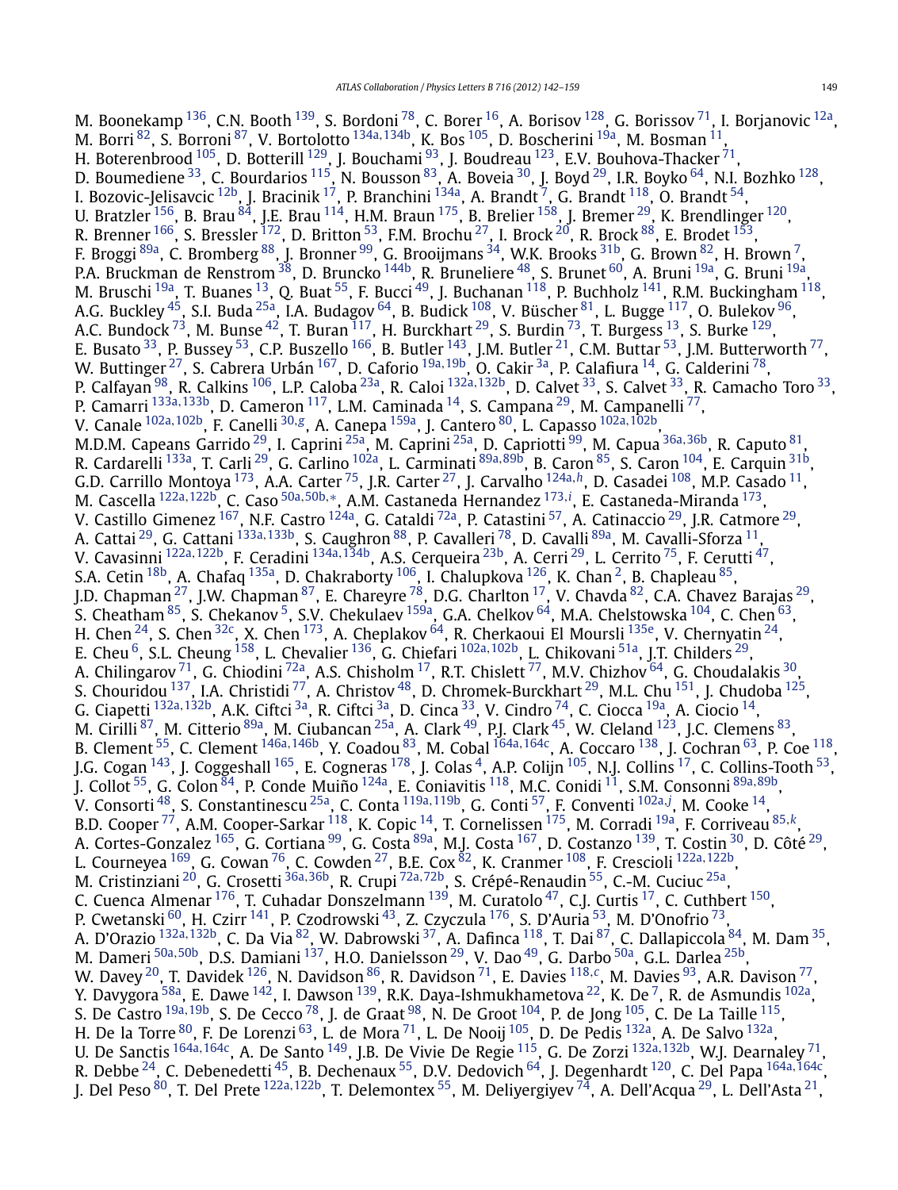M. Boonekamp [136], C.N. Booth [139], S. Bordoni [78], C. Borer [16], A. Borisov [128], G. Borissov [71], I. Borjanovic [12a], M. Borri [82], S. Borroni [87], V. Bortolotto [134a,134b], K. Bos [105], D. Boscherini [19a], M. Bosman [11], H. Boterenbrood [105], D. Botterill [129], J. Bouchami [93], J. Boudreau [123], E.V. Bouhova-Thacker [71], D. Boumediene [33], C. Bourdarios [115], N. Bousson [83], A. Boveia [30], J. Boyd [29], I.R. Boyko [64], N.I. Bozhko [128], I. Bozovic-Jelisavcic [12b], J. Bracinik [17], P. Branchini [134a], A. Brandt [7], G. Brandt [118], O. Brandt [54], U. Bratzler [156], B. Brau [84], J.E. Brau [114], H.M. Braun [175], B. Brelier [158], J. Bremer [29], K. Brendlinger [120], R. Brenner [166], S. Bressler [172], D. Britton [53], F.M. Brochu [27], I. Brock [20], R. Brock [88], E. Brodet [153], F. Broggi [89a], C. Bromberg [88], J. Bronner [99], G. Brooijmans [34], W.K. Brooks [31b], G. Brown [82], H. Brown [7], P.A. Bruckman de Renstrom [38], D. Bruncko [144b], R. Bruneliere [48], S. Brunet [60], A. Bruni [19a], G. Bruni [19a], M. Bruschi [19a], T. Buanes [13], Q. Buat [55], F. Bucci [49], J. Buchanan [118], P. Buchholz [141], R.M. Buckingham [118], A.G. Buckley [45], S.I. Buda [25a], I.A. Budagov [64], B. Budick [108], V. Büscher [81], L. Bugge [117], O. Bulekov [96], A.C. Bundock [73], M. Bunse [42], T. Buran [117], H. Burckhart [29], S. Burdin [73], T. Burgess [13], S. Burke [129], E. Busato [33], P. Bussey [53], C.P. Buszello [166], B. Butler [143], J.M. Butler [21], C.M. Buttar [53], J.M. Butterworth [77], W. Buttinger [27], S. Cabrera Urbán [167], D. Caforio [19a,19b], O. Cakir [3a], P. Calafiura [14], G. Calderini [78], P. Calfayan [98], R. Calkins [106], L.P. Caloba [23a], R. Caloi [132a,132b], D. Calvet [33], S. Calvet [33], R. Camacho Toro [33], P. Camarri [133a,133b], D. Cameron [117], L.M. Caminada [14], S. Campana [29], M. Campanelli [77], V. Canale [102a,102b], F. Canelli [30,g], A. Canepa [159a], J. Cantero [80], L. Capasso [102a,102b], M.D.M. Capeans Garrido [29], I. Caprini [25a], M. Caprini [25a], D. Capriotti [99], M. Capua [36a,36b], R. Caputo [81], R. Cardarelli [133a], T. Carli [29], G. Carlino [102a], L. Carminati [89a,89b], B. Caron [85], S. Caron [104], E. Carquin [31b], G.D. Carrillo Montoya [173], A.A. Carter [75], J.R. Carter [27], J. Carvalho [124a,h], D. Casadei [108], M.P. Casado [11], M. Cascella [122a,122b], C. Caso [50a,50b,*], A.M. Castaneda Hernandez [173,i], E. Castaneda-Miranda [173], V. Castillo Gimenez [167], N.F. Castro [124a], G. Cataldi [72a], P. Catastini [57], A. Catinaccio [29], J.R. Catmore [29], A. Cattai [29], G. Cattani [133a,133b], S. Caughron [88], P. Cavalleri [78], D. Cavalli [89a], M. Cavalli-Sforza [11], V. Cavasinni [122a,122b], F. Ceradini [134a,134b], A.S. Cerqueira [23b], A. Cerri [29], L. Cerrito [75], F. Cerutti [47], S.A. Cetin [18b], A. Chafaq [135a], D. Chakraborty [106], I. Chalupkova [126], K. Chan [2], B. Chapleau [85], J.D. Chapman [27], J.W. Chapman [87], E. Chareyre [78], D.G. Charlton [17], V. Chavda [82], C.A. Chavez Barajas [29], S. Cheatham [85], S. Chekanov [5], S.V. Chekulaev [159a], G.A. Chelkov [64], M.A. Chelstowska [104], C. Chen [63], H. Chen [24], S. Chen [32c], X. Chen [173], A. Cheplakov [64], R. Cherkaoui El Moursli [135e], V. Chernyatin [24], E. Cheu [6], S.L. Cheung [158], L. Chevalier [136], G. Chiefari [102a,102b], L. Chikovani [51a], J.T. Childers [29], A. Chilingarov [71], G. Chiodini [72a], A.S. Chisholm [17], R.T. Chislett [77], M.V. Chizhov [64], G. Choudalakis [30], S. Chouridou [137], I.A. Christidi [77], A. Christov [48], D. Chromek-Burckhart [29], M.L. Chu [151], J. Chudoba [125], G. Ciapetti [132a,132b], A.K. Ciftci [3a], R. Ciftci [3a], D. Cinca [33], V. Cindro [74], C. Ciocca [19a], A. Ciocio [14], M. Cirilli [87], M. Citterio [89a], M. Ciubancan [25a], A. Clark [49], P.J. Clark [45], W. Cleland [123], J.C. Clemens [83], B. Clement [55], C. Clement [146a,146b], Y. Coadou [83], M. Cobal [164a,164c], A. Coccaro [138], J. Cochran [63], P. Coe [118], J.G. Cogan [143], J. Coggeshall [165], E. Cogneras [178], J. Colas [4], A.P. Colijn [105], N.J. Collins [17], C. Collins-Tooth [53], J. Collot [55], G. Colon [84], P. Conde Muiño [124a], E. Coniavitis [118], M.C. Conidi [11], S.M. Consonni [89a,89b], V. Consorti [48], S. Constantinescu [25a], C. Conta [119a,119b], G. Conti [57], F. Conventi [102a,j], M. Cooke [14], B.D. Cooper [77], A.M. Cooper-Sarkar [118], K. Copic [14], T. Cornelissen [175], M. Corradi [19a], F. Corriveau [85,k], A. Cortes-Gonzalez [165], G. Cortiana [99], G. Costa [89a], M.J. Costa [167], D. Costanzo [139], T. Costin [30], D. Côté [29], L. Courneyea [169], G. Cowan [76], C. Cowden [27], B.E. Cox [82], K. Cranmer [108], F. Crescioli [122a,122b], M. Cristinziani [20], G. Crosetti [36a,36b], R. Crupi [72a,72b], S. Crépé-Renaudin [55], C.-M. Cuciuc [25a], C. Cuenca Almenar [176], T. Cuhadar Donszelmann [139], M. Curatolo [47], C.J. Curtis [17], C. Cuthbert [150], P. Cwetanski [60], H. Czirr [141], P. Czodrowski [43], Z. Czyczula [176], S. D'Auria [53], M. D'Onofrio [73], A. D'Orazio [132a,132b], C. Da Via [82], W. Dabrowski [37], A. Dafinca [118], T. Dai [87], C. Dallapiccola [84], M. Dam [35], M. Dameri [50a,50b], D.S. Damiani [137], H.O. Danielsson [29], V. Dao [49], G. Darbo [50a], G.L. Darlea [25b], W. Davey [20], T. Davidek [126], N. Davidson [86], R. Davidson [71], E. Davies [118,c], M. Davies [93], A.R. Davison [77], Y. Davygora [58a], E. Dawe [142], I. Dawson [139], R.K. Daya-Ishmukhametova [22], K. De [7], R. de Asmundis [102a], S. De Castro [19a,19b], S. De Cecco [78], J. de Graat [98], N. De Groot [104], P. de Jong [105], C. De La Taille [115], H. De la Torre [80], F. De Lorenzi [63], L. de Mora [71], L. De Nooij [105], D. De Pedis [132a], A. De Salvo [132a], U. De Sanctis [164a,164c], A. De Santo [149], J.B. De Vivie De Regie [115], G. De Zorzi [132a,132b], W.J. Dearnaley [71], R. Debbe [24], C. Debenedetti [45], B. Dechenaux [55], D.V. Dedovich [64], J. Degenhardt [120], C. Del Papa [164a,164c], J. Del Peso [80], T. Del Prete [122a,122b], T. Delemontex [55], M. Deliyergiyev [74], A. Dell'Acqua [29], L. Dell'Asta [21],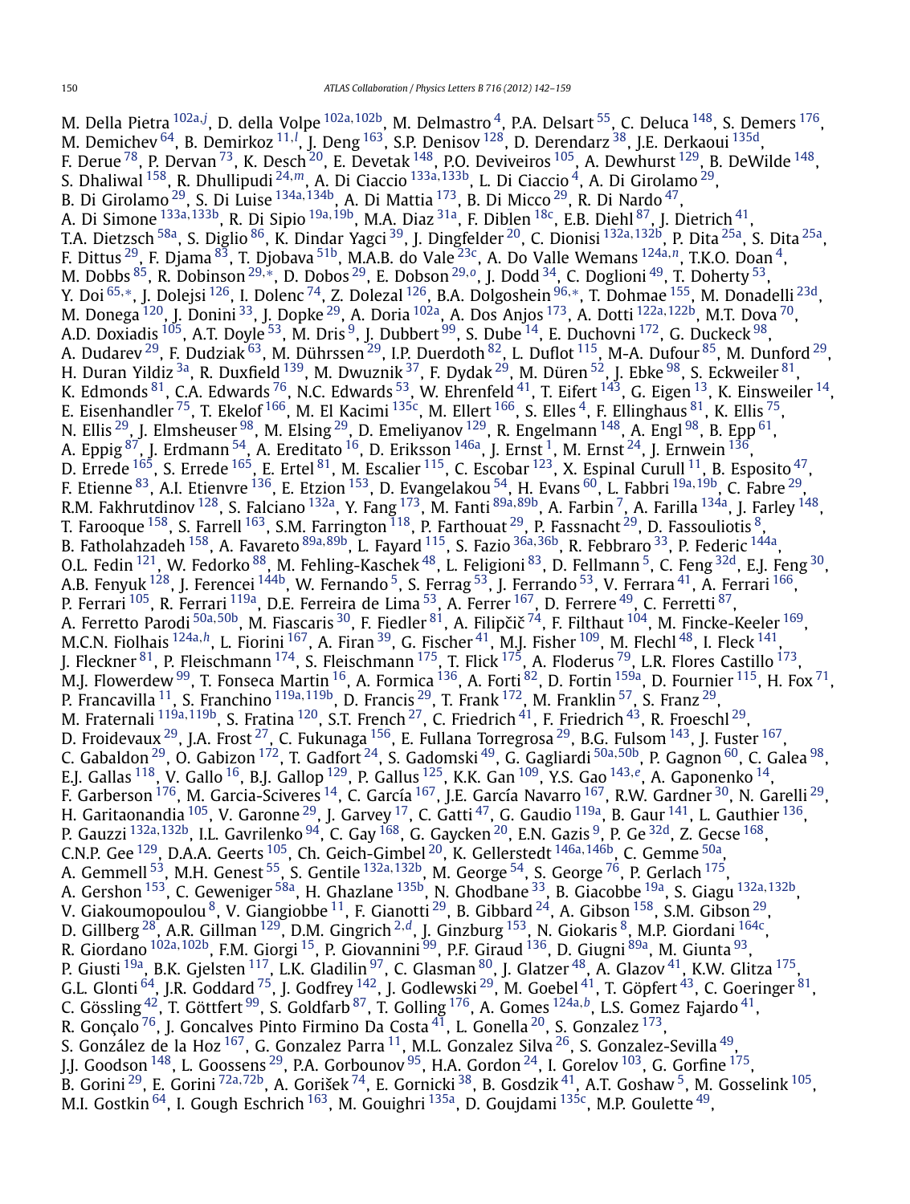M. Della Pietra [102a,j], D. della Volpe [102a,102b], M. Delmastro [4], P.A. Delsart [55], C. Deluca [148], S. Demers [176], M. Demichev [64], B. Demirkoz [11,l], J. Deng [163], S.P. Denisov [128], D. Derendarz [38], J.E. Derkaoui [135d], F. Derue [78], P. Dervan [73], K. Desch [20], E. Devetak [148], P.O. Deviveiros [105], A. Dewhurst [129], B. DeWilde [148], S. Dhaliwal [158], R. Dhullipudi [24,m], A. Di Ciaccio [133a,133b], L. Di Ciaccio [4], A. Di Girolamo [29], B. Di Girolamo [29], S. Di Luise [134a,134b], A. Di Mattia [173], B. Di Micco [29], R. Di Nardo [47], A. Di Simone [133a,133b], R. Di Sipio [19a,19b], M.A. Diaz [31a], F. Diblen [18c], E.B. Diehl [87], J. Dietrich [41], T.A. Dietzsch [58a], S. Diglio [86], K. Dindar Yagci [39], J. Dingfelder [20], C. Dionisi [132a,132b], P. Dita [25a], S. Dita [25a], F. Dittus [29], F. Djama [83], T. Djobava [51b], M.A.B. do Vale [23c], A. Do Valle Wemans [124a,n], T.K.O. Doan [4], M. Dobbs [85], R. Dobinson [29,*], D. Dobos [29], E. Dobson [29,o], J. Dodd [34], C. Doglioni [49], T. Doherty [53], Y. Doi [65,*], J. Dolejsi [126], I. Dolenc [74], Z. Dolezal [126], B.A. Dolgoshein [96,*], T. Dohmae [155], M. Donadelli [23d], M. Donega [120], J. Donini [33], J. Dopke [29], A. Doria [102a], A. Dos Anjos [173], A. Dotti [122a,122b], M.T. Dova [70], A.D. Doxiadis [105], A.T. Doyle [53], M. Dris [9], J. Dubbert [99], S. Dube [14], E. Duchovni [172], G. Duckeck [98], A. Dudarev [29], F. Dudziak [63], M. Dührssen [29], I.P. Duerdoth [82], L. Duflot [115], M-A. Dufour [85], M. Dunford [29], H. Duran Yildiz [3a], R. Duxfield [139], M. Dwuznik [37], F. Dydak [29], M. Düren [52], J. Ebke [98], S. Eckweiler [81], K. Edmonds [81], C.A. Edwards [76], N.C. Edwards [53], W. Ehrenfeld [41], T. Eifert [143], G. Eigen [13], K. Einsweiler [14], E. Eisenhandler [75], T. Ekelof [166], M. El Kacimi [135c], M. Ellert [166], S. Elles [4], F. Ellinghaus [81], K. Ellis [75], N. Ellis [29], J. Elmsheuser [98], M. Elsing [29], D. Emeliyanov [129], R. Engelmann [148], A. Engl [98], B. Epp [61], A. Eppig [87], J. Erdmann [54], A. Ereditato [16], D. Eriksson [146a], J. Ernst [1], M. Ernst [24], J. Ernwein [136], D. Errede [165], S. Errede [165], E. Ertel [81], M. Escalier [115], C. Escobar [123], X. Espinal Curull [11], B. Esposito [47], F. Etienne [83], A.I. Etienvre [136], E. Etzion [153], D. Evangelakou [54], H. Evans [60], L. Fabbri [19a,19b], C. Fabre [29], R.M. Fakhrutdinov [128], S. Falciano [132a], Y. Fang [173], M. Fanti [89a,89b], A. Farbin [7], A. Farilla [134a], J. Farley [148], T. Farooque [158], S. Farrell [163], S.M. Farrington [118], P. Farthouat [29], P. Fassnacht [29], D. Fassouliotis [8], B. Fatholahzadeh [158], A. Favareto [89a,89b], L. Fayard [115], S. Fazio [36a,36b], R. Febbraro [33], P. Federic [144a], O.L. Fedin [121], W. Fedorko [88], M. Fehling-Kaschek [48], L. Feligioni [83], D. Fellmann [5], C. Feng [32d], E.J. Feng [30], A.B. Fenyuk [128], J. Ferencei [144b], W. Fernando [5], S. Ferrag [53], J. Ferrando [53], V. Ferrara [41], A. Ferrari [166], P. Ferrari [105], R. Ferrari [119a], D.E. Ferreira de Lima [53], A. Ferrer [167], D. Ferrere [49], C. Ferretti [87], A. Ferretto Parodi [50a,50b], M. Fiascaris [30], F. Fiedler [81], A. Filipčič [74], F. Filthaut [104], M. Fincke-Keeler [169], M.C.N. Fiolhais [124a,h], L. Fiorini [167], A. Firan [39], G. Fischer [41], M.J. Fisher [109], M. Flechl [48], I. Fleck [141], J. Fleckner [81], P. Fleischmann [174], S. Fleischmann [175], T. Flick [175], A. Floderus [79], L.R. Flores Castillo [173], M.J. Flowerdew [99], T. Fonseca Martin [16], A. Formica [136], A. Forti [82], D. Fortin [159a], D. Fournier [115], H. Fox [71], P. Francavilla [11], S. Franchino [119a,119b], D. Francis [29], T. Frank [172], M. Franklin [57], S. Franz [29], M. Fraternali [119a,119b], S. Fratina [120], S.T. French [27], C. Friedrich [41], F. Friedrich [43], R. Froeschl [29], D. Froidevaux [29], J.A. Frost [27], C. Fukunaga [156], E. Fullana Torregrosa [29], B.G. Fulsom [143], J. Fuster [167], C. Gabaldon [29], O. Gabizon [172], T. Gadfort [24], S. Gadomski [49], G. Gagliardi [50a,50b], P. Gagnon [60], C. Galea [98], E.J. Gallas [118], V. Gallo [16], B.J. Gallop [129], P. Gallus [125], K.K. Gan [109], Y.S. Gao [143,e], A. Gaponenko [14], F. Garberson [176], M. Garcia-Sciveres [14], C. García [167], J.E. García Navarro [167], R.W. Gardner [30], N. Garelli [29], H. Garitaonandia [105], V. Garonne [29], J. Garvey [17], C. Gatti [47], G. Gaudio [119a], B. Gaur [141], L. Gauthier [136], P. Gauzzi [132a,132b], I.L. Gavrilenko [94], C. Gay [168], G. Gaycken [20], E.N. Gazis [9], P. Ge [32d], Z. Gecse [168], C.N.P. Gee [129], D.A.A. Geerts [105], Ch. Geich-Gimbel [20], K. Gellerstedt [146a,146b], C. Gemme [50a], A. Gemmell [53], M.H. Genest [55], S. Gentile [132a,132b], M. George [54], S. George [76], P. Gerlach [175], A. Gershon [153], C. Geweniger [58a], H. Ghazlane [135b], N. Ghodbane [33], B. Giacobbe [19a], S. Giagu [132a,132b], V. Giakoumopoulou [8], V. Giangiobbe [11], F. Gianotti [29], B. Gibbard [24], A. Gibson [158], S.M. Gibson [29], D. Gillberg [28], A.R. Gillman [129], D.M. Gingrich [2,d], J. Ginzburg [153], N. Giokaris [8], M.P. Giordani [164c], R. Giordano [102a,102b], F.M. Giorgi [15], P. Giovannini [99], P.F. Giraud [136], D. Giugni [89a], M. Giunta [93], P. Giusti [19a], B.K. Gjelsten [117], L.K. Gladilin [97], C. Glasman [80], J. Glatzer [48], A. Glazov [41], K.W. Glitza [175], G.L. Glonti [64], J.R. Goddard [75], J. Godfrey [142], J. Godlewski [29], M. Goebel [41], T. Göpfert [43], C. Goeringer [81], C. Gössling [42], T. Göttfert [99], S. Goldfarb [87], T. Golling [176], A. Gomes [124a,b], L.S. Gomez Fajardo [41], R. Gonçalo [76], J. Goncalves Pinto Firmino Da Costa [41], L. Gonella [20], S. Gonzalez [173], S. González de la Hoz [167], G. Gonzalez Parra [11], M.L. Gonzalez Silva [26], S. Gonzalez-Sevilla [49], J.J. Goodson [148], L. Goossens [29], P.A. Gorbounov [95], H.A. Gordon [24], I. Gorelov [103], G. Gorfine [175], B. Gorini [29], E. Gorini [72a,72b], A. Gorišek [74], E. Gornicki [38], B. Gosdzik [41], A.T. Goshaw [5], M. Gosselink [105], M.I. Gostkin [64], I. Gough Eschrich [163], M. Gouighri [135a], D. Goujdami [135c], M.P. Goulette [49],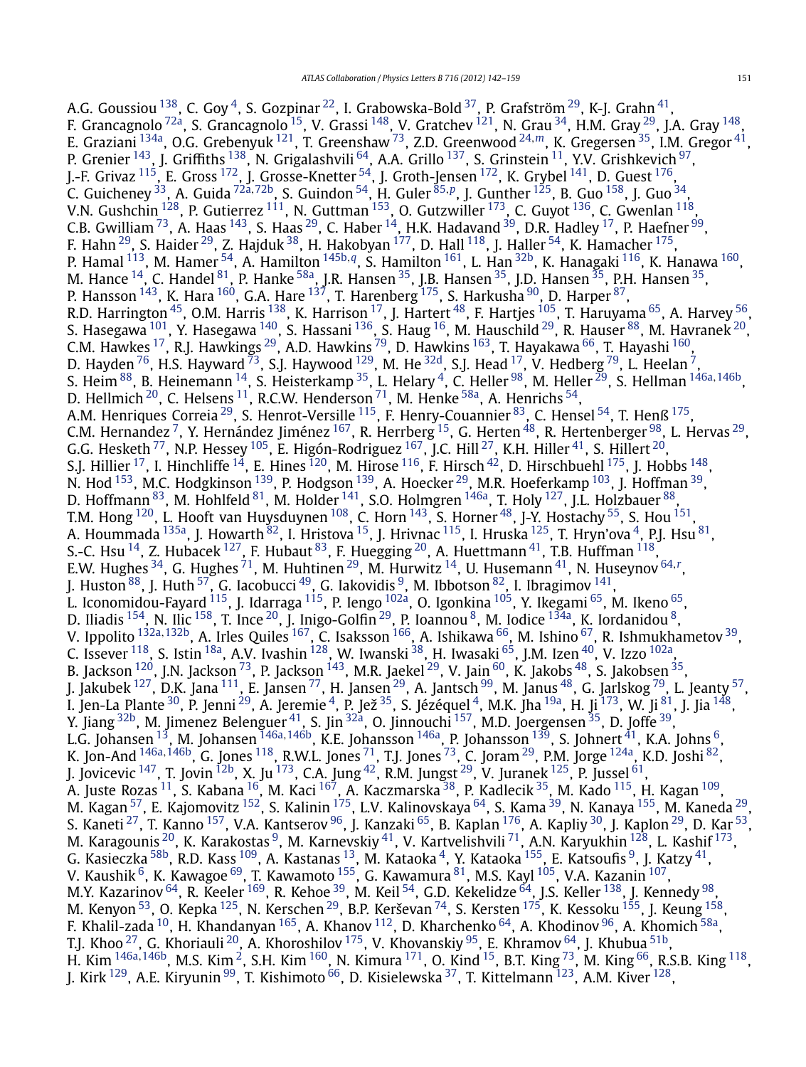A.G. Goussiou [138], C. Goy [4], S. Gozpinar [22], I. Grabowska-Bold [37], P. Grafström [29], K-J. Grahn [41], F. Grancagnolo [72a], S. Grancagnolo [15], V. Grassi [148], V. Gratchev [121], N. Grau [34], H.M. Gray [29], J.A. Gray [148], E. Graziani [134a], O.G. Grebenyuk [121], T. Greenshaw [73], Z.D. Greenwood [24,m], K. Gregersen [35], I.M. Gregor [41], P. Grenier [143], J. Griffiths [138], N. Grigalashvili [64], A.A. Grillo [137], S. Grinstein [11], Y.V. Grishkevich [97], J.-F. Grivaz [115], E. Gross [172], J. Grosse-Knetter [54], J. Groth-Jensen [172], K. Grybel [141], D. Guest [176], C. Guicheney [33], A. Guida [72a,72b], S. Guindon [54], H. Guler [85,p], J. Gunther [125], B. Guo [158], J. Guo [34], V.N. Gushchin [128], P. Gutierrez [111], N. Guttman [153], O. Gutzwiller [173], C. Guyot [136], C. Gwenlan [118], C.B. Gwilliam [73], A. Haas [143], S. Haas [29], C. Haber [14], H.K. Hadavand [39], D.R. Hadley [17], P. Haefner [99], F. Hahn [29], S. Haider [29], Z. Hajduk [38], H. Hakobyan [177], D. Hall [118], J. Haller [54], K. Hamacher [175], P. Hamal [113], M. Hamer [54], A. Hamilton [145b,q], S. Hamilton [161], L. Han [32b], K. Hanagaki [116], K. Hanawa [160], M. Hance [14], C. Handel [81], P. Hanke [58a], J.R. Hansen [35], J.B. Hansen [35], J.D. Hansen [35], P.H. Hansen [35], P. Hansson [143], K. Hara [160], G.A. Hare [137], T. Harenberg [175], S. Harkusha [90], D. Harper [87], R.D. Harrington [45], O.M. Harris [138], K. Harrison [17], J. Hartert [48], F. Hartjes [105], T. Haruyama [65], A. Harvey [56], S. Hasegawa [101], Y. Hasegawa [140], S. Hassani [136], S. Haug [16], M. Hauschild [29], R. Hauser [88], M. Havranek [20], C.M. Hawkes [17], R.J. Hawkings [29], A.D. Hawkins [79], D. Hawkins [163], T. Hayakawa [66], T. Hayashi [160], D. Hayden [76], H.S. Hayward [73], S.J. Haywood [129], M. He [32d], S.J. Head [17], V. Hedberg [79], L. Heelan [7], S. Heim [88], B. Heinemann [14], S. Heisterkamp [35], L. Helary [4], C. Heller [98], M. Heller [29], S. Hellman [146a,146b], D. Hellmich [20], C. Helsens [11], R.C.W. Henderson [71], M. Henke [58a], A. Henrichs [54], A.M. Henriques Correia [29], S. Henrot-Versille [115], F. Henry-Couannier [83], C. Hensel [54], T. Henß [175], C.M. Hernandez [7], Y. Hernández Jiménez [167], R. Herrberg [15], G. Herten [48], R. Hertenberger [98], L. Hervas [29], G.G. Hesketh [77], N.P. Hessey [105], E. Higón-Rodriguez [167], J.C. Hill [27], K.H. Hiller [41], S. Hillert [20], S.J. Hillier [17], I. Hinchliffe [14], E. Hines [120], M. Hirose [116], F. Hirsch [42], D. Hirschbuehl [175], J. Hobbs [148], N. Hod [153], M.C. Hodgkinson [139], P. Hodgson [139], A. Hoecker [29], M.R. Hoeferkamp [103], J. Hoffman [39], D. Hoffmann [83], M. Hohlfeld [81], M. Holder [141], S.O. Holmgren [146a], T. Holy [127], J.L. Holzbauer [88], T.M. Hong [120], L. Hooft van Huysduynen [108], C. Horn [143], S. Horner [48], J-Y. Hostachy [55], S. Hou [151], A. Hoummada [135a], J. Howarth [82], I. Hristova [15], J. Hrivnac [115], I. Hruska [125], T. Hryn'ova [4], P.J. Hsu [81], S.-C. Hsu [14], Z. Hubacek [127], F. Hubaut [83], F. Huegging [20], A. Huettmann [41], T.B. Huffman [118], E.W. Hughes [34], G. Hughes [71], M. Huhtinen [29], M. Hurwitz [14], U. Husemann [41], N. Huseynov [64,r], J. Huston [88], J. Huth [57], G. Iacobucci [49], G. Iakovidis [9], M. Ibbotson [82], I. Ibragimov [141], L. Iconomidou-Fayard [115], J. Idarraga [115], P. Iengo [102a], O. Igonkina [105], Y. Ikegami [65], M. Ikeno [65], D. Iliadis [154], N. Ilic [158], T. Ince [20], J. Inigo-Golfin [29], P. Ioannou [8], M. Iodice [134a], K. Iordanidou [8], V. Ippolito [132a,132b], A. Irles Quiles [167], C. Isaksson [166], A. Ishikawa [66], M. Ishino [67], R. Ishmukhametov [39], C. Issever [118], S. Istin [18a], A.V. Ivashin [128], W. Iwanski [38], H. Iwasaki [65], J.M. Izen [40], V. Izzo [102a], B. Jackson [120], J.N. Jackson [73], P. Jackson [143], M.R. Jaekel [29], V. Jain [60], K. Jakobs [48], S. Jakobsen [35], J. Jakubek [127], D.K. Jana [111], E. Jansen [77], H. Jansen [29], A. Jantsch [99], M. Janus [48], G. Jarlskog [79], L. Jeanty [57], I. Jen-La Plante [30], P. Jenni [29], A. Jeremie [4], P. Jež [35], S. Jézéquel [4], M.K. Jha [19a], H. Ji [173], W. Ji [81], J. Jia [148], Y. Jiang [32b], M. Jimenez Belenguer [41], S. Jin [32a], O. Jinnouchi [157], M.D. Joergensen [35], D. Joffe [39], L.G. Johansen [13], M. Johansen [146a,146b], K.E. Johansson [146a], P. Johansson [139], S. Johnert [41], K.A. Johns [6], K. Jon-And [146a,146b], G. Jones [118], R.W.L. Jones [71], T.J. Jones [73], C. Joram [29], P.M. Jorge [124a], K.D. Joshi [82], J. Jovicevic [147], T. Jovin [12b], X. Ju [173], C.A. Jung [42], R.M. Jungst [29], V. Juranek [125], P. Jussel [61], A. Juste Rozas [11], S. Kabana [16], M. Kaci [167], A. Kaczmarska [38], P. Kadlecik [35], M. Kado [115], H. Kagan [109], M. Kagan [57], E. Kajomovitz [152], S. Kalinin [175], L.V. Kalinovskaya [64], S. Kama [39], N. Kanaya [155], M. Kaneda [29], S. Kaneti [27], T. Kanno [157], V.A. Kantserov [96], J. Kanzaki [65], B. Kaplan [176], A. Kapliy [30], J. Kaplon [29], D. Kar [53], M. Karagounis [20], K. Karakostas [9], M. Karnevskiy [41], V. Kartvelishvili [71], A.N. Karyukhin [128], L. Kashif [173], G. Kasieczka [58b], R.D. Kass [109], A. Kastanas [13], M. Kataoka [4], Y. Kataoka [155], E. Katsoufis [9], J. Katzy [41], V. Kaushik [6], K. Kawagoe [69], T. Kawamoto [155], G. Kawamura [81], M.S. Kayl [105], V.A. Kazanin [107], M.Y. Kazarinov [64], R. Keeler [169], R. Kehoe [39], M. Keil [54], G.D. Kekelidze [64], J.S. Keller [138], J. Kennedy [98], M. Kenyon [53], O. Kepka [125], N. Kerschen [29], B.P. Kerševan [74], S. Kersten [175], K. Kessoku [155], J. Keung [158], F. Khalil-zada [10], H. Khandanyan [165], A. Khanov [112], D. Kharchenko [64], A. Khodinov [96], A. Khomich [58a], T.J. Khoo [27], G. Khoriauli [20], A. Khoroshilov [175], V. Khovanskiy [95], E. Khramov [64], J. Khubua [51b], H. Kim [146a,146b], M.S. Kim [2], S.H. Kim [160], N. Kimura [171], O. Kind [15], B.T. King [73], M. King [66], R.S.B. King [118], J. Kirk [129], A.E. Kiryunin [99], T. Kishimoto [66], D. Kisielewska [37], T. Kittelmann [123], A.M. Kiver [128],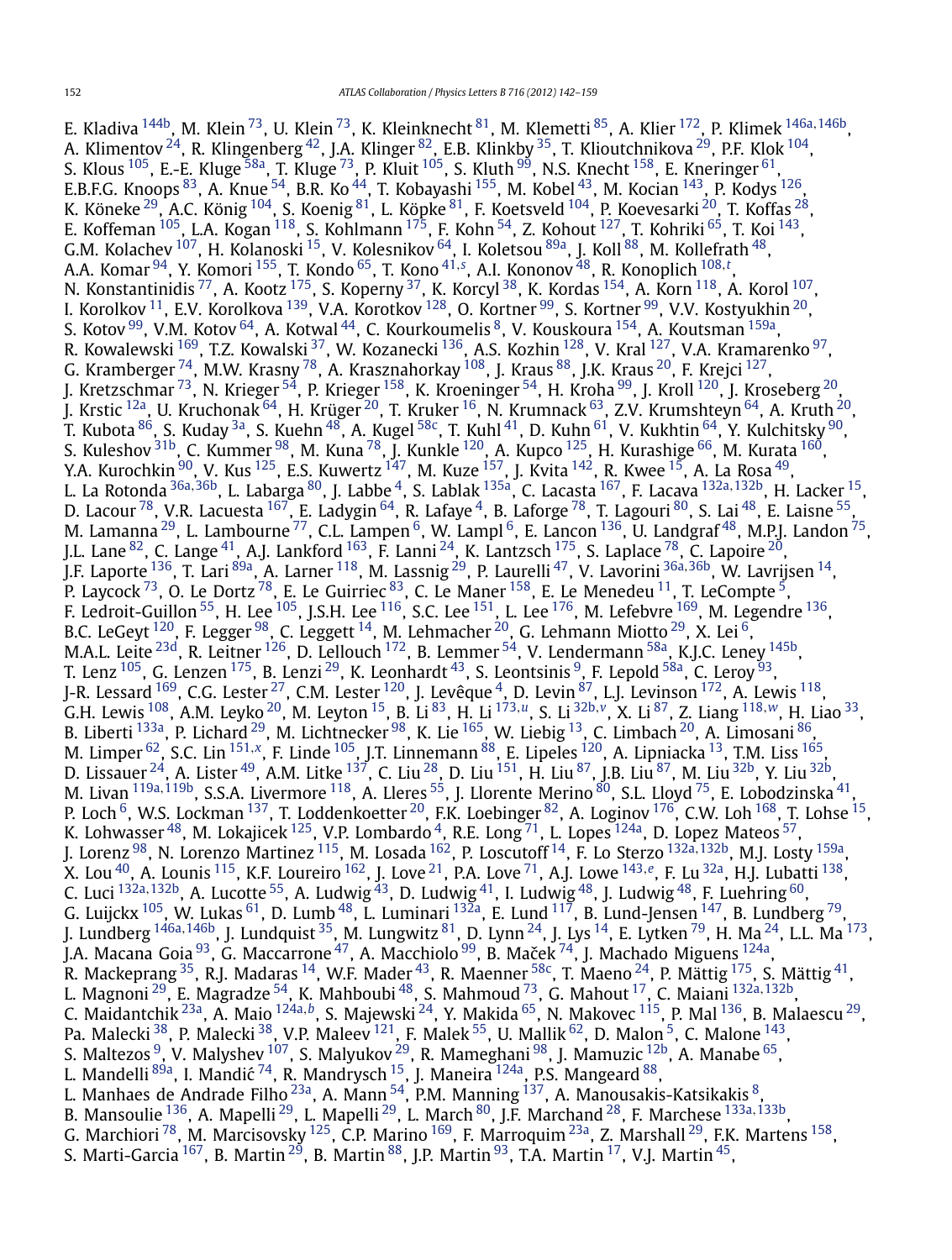E. Kladiva [144b], M. Klein [73], U. Klein [73], K. Kleinknecht [81], M. Klemetti [85], A. Klier [172], P. Klimek [146a,146b], A. Klimentov [24], R. Klingenberg [42], J.A. Klinger [82], E.B. Klinkby [35], T. Klioutchnikova [29], P.F. Klok [104], S. Klous [105], E.-E. Kluge [58a], T. Kluge [73], P. Kluit [105], S. Kluth [99], N.S. Knecht [158], E. Kneringer [61], E.B.F.G. Knoops [83], A. Knue [54], B.R. Ko [44], T. Kobayashi [155], M. Kobel [43], M. Kocian [143], P. Kodys [126], K. Köneke [29], A.C. König [104], S. Koenig [81], L. Köpke [81], F. Koetsveld [104], P. Koevesarki [20], T. Koffas [28], E. Koffeman [105], L.A. Kogan [118], S. Kohlmann [175], F. Kohn [54], Z. Kohout [127], T. Kohriki [65], T. Koi [143], G.M. Kolachev [107], H. Kolanoski [15], V. Kolesnikov [64], I. Koletsou [89a], J. Koll [88], M. Kollefrath [48], A.A. Komar [94], Y. Komori [155], T. Kondo [65], T. Kono [41,s], A.I. Kononov [48], R. Konoplich [108,t], N. Konstantinidis [77], A. Kootz [175], S. Koperny [37], K. Korcyl [38], K. Kordas [154], A. Korn [118], A. Korol [107], I. Korolkov [11], E.V. Korolkova [139], V.A. Korotkov [128], O. Kortner [99], S. Kortner [99], V.V. Kostyukhin [20], S. Kotov [99], V.M. Kotov [64], A. Kotwal [44], C. Kourkoumelis [8], V. Kouskoura [154], A. Koutsman [159a], R. Kowalewski [169], T.Z. Kowalski [37], W. Kozanecki [136], A.S. Kozhin [128], V. Kral [127], V.A. Kramarenko [97], G. Kramberger [74], M.W. Krasny [78], A. Krasznahorkay [108], J. Kraus [88], J.K. Kraus [20], F. Krejci [127], J. Kretzschmar [73], N. Krieger [54], P. Krieger [158], K. Kroeninger [54], H. Kroha [99], J. Kroll [120], J. Kroseberg [20], J. Krstic [12a], U. Kruchonak [64], H. Krüger [20], T. Kruker [16], N. Krumnack [63], Z.V. Krumshteyn [64], A. Kruth [20], T. Kubota [86], S. Kuday [3a], S. Kuehn [48], A. Kugel [58c], T. Kuhl [41], D. Kuhn [61], V. Kukhtin [64], Y. Kulchitsky [90], S. Kuleshov [31b], C. Kummer [98], M. Kuna [78], J. Kunkle [120], A. Kupco [125], H. Kurashige [66], M. Kurata [160], Y.A. Kurochkin [90], V. Kus [125], E.S. Kuwertz [147], M. Kuze [157], J. Kvita [142], R. Kwee [15], A. La Rosa [49], L. La Rotonda [36a,36b], L. Labarga [80], J. Labbe [4], S. Lablak [135a], C. Lacasta [167], F. Lacava [132a,132b], H. Lacker [15], D. Lacour [78], V.R. Lacuesta [167], E. Ladygin [64], R. Lafaye [4], B. Laforge [78], T. Lagouri [80], S. Lai [48], E. Laisne [55], M. Lamanna [29], L. Lambourne [77], C.L. Lampen [6], W. Lampl [6], E. Lancon [136], U. Landgraf [48], M.P.J. Landon [75], J.L. Lane [82], C. Lange [41], A.J. Lankford [163], F. Lanni [24], K. Lantzsch [175], S. Laplace [78], C. Lapoire [20], J.F. Laporte [136], T. Lari [89a], A. Larner [118], M. Lassnig [29], P. Laurelli [47], V. Lavorini [36a,36b], W. Lavrijsen [14], P. Laycock [73], O. Le Dortz [78], E. Le Guirriec [83], C. Le Maner [158], E. Le Menedeu [11], T. LeCompte [5], F. Ledroit-Guillon [55], H. Lee [105], J.S.H. Lee [116], S.C. Lee [151], L. Lee [176], M. Lefebvre [169], M. Legendre [136], B.C. LeGeyt [120], F. Legger [98], C. Leggett [14], M. Lehmacher [20], G. Lehmann Miotto [29], X. Lei [6], M.A.L. Leite [23d], R. Leitner [126], D. Lellouch [172], B. Lemmer [54], V. Lendermann [58a], K.J.C. Leney [145b], T. Lenz [105], G. Lenzen [175], B. Lenzi [29], K. Leonhardt [43], S. Leontsinis [9], F. Lepold [58a], C. Leroy [93], J-R. Lessard [169], C.G. Lester [27], C.M. Lester [120], J. Levêque [4], D. Levin [87], L.J. Levinson [172], A. Lewis [118], G.H. Lewis [108], A.M. Leyko [20], M. Leyton [15], B. Li [83], H. Li [173,u], S. Li [32b,v], X. Li [87], Z. Liang [118,w], H. Liao [33], B. Liberti [133a], P. Lichard [29], M. Lichtnecker [98], K. Lie [165], W. Liebig [13], C. Limbach [20], A. Limosani [86], M. Limper [62], S.C. Lin [151,x], F. Linde [105], J.T. Linnemann [88], E. Lipeles [120], A. Lipniacka [13], T.M. Liss [165], D. Lissauer [24], A. Lister [49], A.M. Litke [137], C. Liu [28], D. Liu [151], H. Liu [87], J.B. Liu [87], M. Liu [32b], Y. Liu [32b], M. Livan [119a,119b], S.S.A. Livermore [118], A. Lleres [55], J. Llorente Merino [80], S.L. Lloyd [75], E. Lobodzinska [41], P. Loch [6], W.S. Lockman [137], T. Loddenkoetter [20], F.K. Loebinger [82], A. Loginov [176], C.W. Loh [168], T. Lohse [15], K. Lohwasser [48], M. Lokajicek [125], V.P. Lombardo [4], R.E. Long [71], L. Lopes [124a], D. Lopez Mateos [57], J. Lorenz [98], N. Lorenzo Martinez [115], M. Losada [162], P. Loscutoff [14], F. Lo Sterzo [132a,132b], M.J. Losty [159a], X. Lou [40], A. Lounis [115], K.F. Loureiro [162], J. Love [21], P.A. Love [71], A.J. Lowe [143,e], F. Lu [32a], H.J. Lubatti [138], C. Luci [132a,132b], A. Lucotte [55], A. Ludwig [43], D. Ludwig [41], I. Ludwig [48], J. Ludwig [48], F. Luehring [60], G. Luijckx [105], W. Lukas [61], D. Lumb [48], L. Luminari [132a], E. Lund [117], B. Lund-Jensen [147], B. Lundberg [79], J. Lundberg [146a,146b], J. Lundquist [35], M. Lungwitz [81], D. Lynn [24], J. Lys [14], E. Lytken [79], H. Ma [24], L.L. Ma [173], J.A. Macana Goia [93], G. Maccarrone [47], A. Macchiolo [99], B. Maček [74], J. Machado Miguens [124a], R. Mackeprang [35], R.J. Madaras [14], W.F. Mader [43], R. Maenner [58c], T. Maeno [24], P. Mättig [175], S. Mättig [41], L. Magnoni [29], E. Magradze [54], K. Mahboubi [48], S. Mahmoud [73], G. Mahout [17], C. Maiani [132a,132b], C. Maidantchik [23a], A. Maio [124a,b], S. Majewski [24], Y. Makida [65], N. Makovec [115], P. Mal [136], B. Malaescu [29], Pa. Malecki [38], P. Malecki [38], V.P. Maleev [121], F. Malek [55], U. Mallik [62], D. Malon [5], C. Malone [143], S. Maltezos [9], V. Malyshev [107], S. Malyukov [29], R. Mameghani [98], J. Mamuzic [12b], A. Manabe [65], L. Mandelli [89a], I. Mandić [74], R. Mandrysch [15], J. Maneira [124a], P.S. Mangeard [88], L. Manhaes de Andrade Filho [23a], A. Mann [54], P.M. Manning [137], A. Manousakis-Katsikakis [8], B. Mansoulie [136], A. Mapelli [29], L. Mapelli [29], L. March [80], J.F. Marchand [28], F. Marchese [133a,133b], G. Marchiori [78], M. Marcisovsky [125], C.P. Marino [169], F. Marroquim [23a], Z. Marshall [29], F.K. Martens [158], S. Marti-Garcia [167], B. Martin [29], B. Martin [88], J.P. Martin [93], T.A. Martin [17], V.J. Martin [45],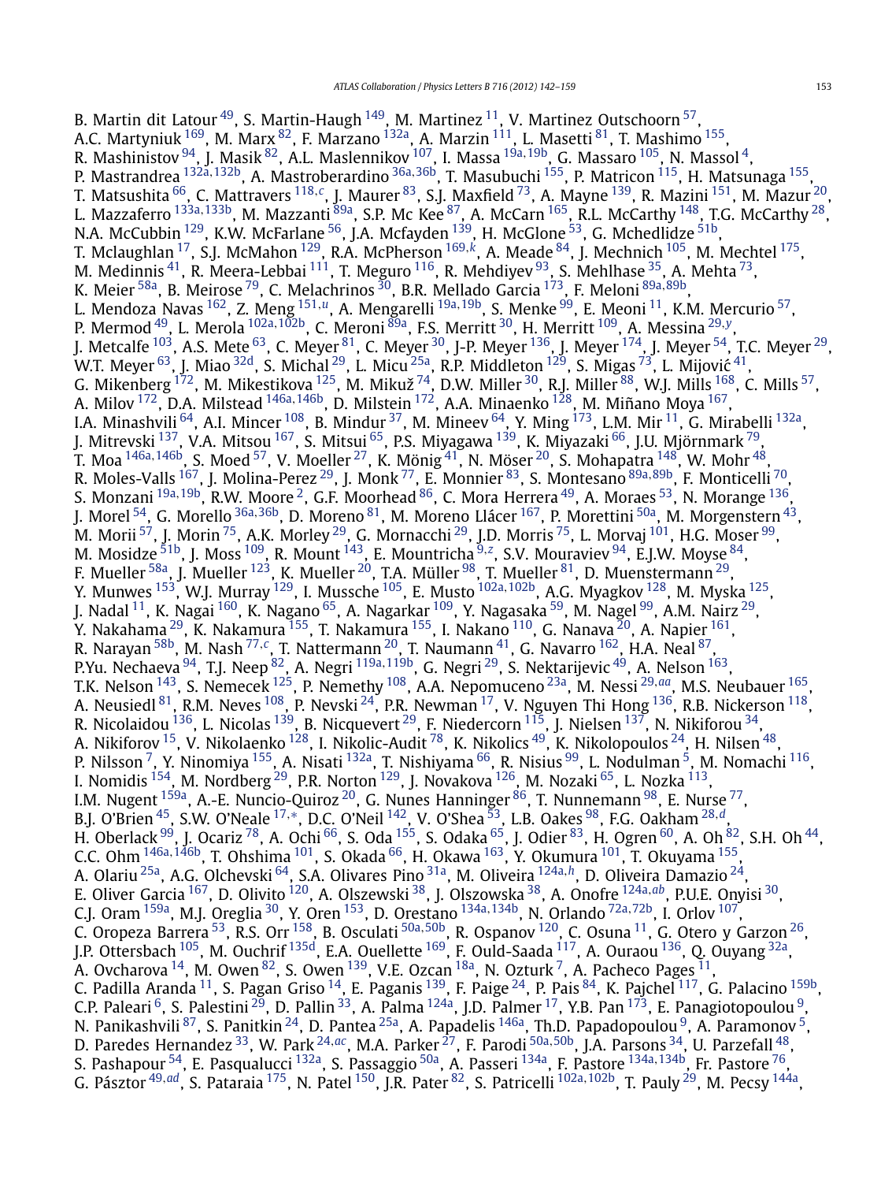B. Martin dit Latour [49], S. Martin-Haugh [149], M. Martinez [11], V. Martinez Outschoorn [57], A.C. Martyniuk [169], M. Marx [82], F. Marzano [132a], A. Marzin [111], L. Masetti [81], T. Mashimo [155], R. Mashinistov [94], J. Masik [82], A.L. Maslennikov [107], I. Massa [19a,19b], G. Massaro [105], N. Massol [4], P. Mastrandrea [132a,132b], A. Mastroberardino [36a,36b], T. Masubuchi [155], P. Matricon [115], H. Matsunaga [155], T. Matsushita [66], C. Mattravers [118,c], J. Maurer [83], S.J. Maxfield [73], A. Mayne [139], R. Mazini [151], M. Mazur [20], L. Mazzaferro [133a,133b], M. Mazzanti [89a], S.P. Mc Kee [87], A. McCarn [165], R.L. McCarthy [148], T.G. McCarthy [28], N.A. McCubbin [129], K.W. McFarlane [56], J.A. Mcfayden [139], H. McGlone [53], G. Mchedlidze [51b], T. Mclaughlan [17], S.J. McMahon [129], R.A. McPherson [169,k], A. Meade [84], J. Mechnich [105], M. Mechtel [175], M. Medinnis [41], R. Meera-Lebbai [111], T. Meguro [116], R. Mehdiyev [93], S. Mehlhase [35], A. Mehta [73], K. Meier [58a], B. Meirose [79], C. Melachrinos [30], B.R. Mellado Garcia [173], F. Meloni [89a,89b], L. Mendoza Navas [162], Z. Meng [151,u], A. Mengarelli [19a,19b], S. Menke [99], E. Meoni [11], K.M. Mercurio [57], P. Mermod [49], L. Merola [102a,102b], C. Meroni [89a], F.S. Merritt [30], H. Merritt [109], A. Messina [29,y], J. Metcalfe [103], A.S. Mete [63], C. Meyer [81], C. Meyer [30], J-P. Meyer [136], J. Meyer [174], J. Meyer [54], T.C. Meyer [29], W.T. Meyer [63], J. Miao [32d], S. Michal [29], L. Micu [25a], R.P. Middleton [129], S. Migas [73], L. Mijović [41], G. Mikenberg [172], M. Mikestikova [125], M. Mikuž [74], D.W. Miller [30], R.J. Miller [88], W.J. Mills [168], C. Mills [57], A. Milov [172], D.A. Milstead [146a,146b], D. Milstein [172], A.A. Minaenko [128], M. Miñano Moya [167], I.A. Minashvili [64], A.I. Mincer [108], B. Mindur [37], M. Mineev [64], Y. Ming [173], L.M. Mir [11], G. Mirabelli [132a], J. Mitrevski [137], V.A. Mitsou [167], S. Mitsui [65], P.S. Miyagawa [139], K. Miyazaki [66], J.U. Mjörnmark [79], T. Moa [146a,146b], S. Moed [57], V. Moeller [27], K. Mönig [41], N. Möser [20], S. Mohapatra [148], W. Mohr [48], R. Moles-Valls [167], J. Molina-Perez [29], J. Monk [77], E. Monnier [83], S. Montesano [89a,89b], F. Monticelli [70], S. Monzani [19a,19b], R.W. Moore [2], G.F. Moorhead [86], C. Mora Herrera [49], A. Moraes [53], N. Morange [136], J. Morel [54], G. Morello [36a,36b], D. Moreno [81], M. Moreno Llácer [167], P. Morettini [50a], M. Morgenstern [43], M. Morii [57], J. Morin [75], A.K. Morley [29], G. Mornacchi [29], J.D. Morris [75], L. Morvaj [101], H.G. Moser [99], M. Mosidze [51b], J. Moss [109], R. Mount [143], E. Mountricha [9,z], S.V. Mouraviev [94], E.J.W. Moyse [84], F. Mueller [58a], J. Mueller [123], K. Mueller [20], T.A. Müller [98], T. Mueller [81], D. Muenstermann [29], Y. Munwes [153], W.J. Murray [129], I. Mussche [105], E. Musto [102a,102b], A.G. Myagkov [128], M. Myska [125], J. Nadal [11], K. Nagai [160], K. Nagano [65], A. Nagarkar [109], Y. Nagasaka [59], M. Nagel [99], A.M. Nairz [29], Y. Nakahama [29], K. Nakamura [155], T. Nakamura [155], I. Nakano [110], G. Nanava [20], A. Napier [161], R. Narayan [58b], M. Nash [77,c], T. Nattermann [20], T. Naumann [41], G. Navarro [162], H.A. Neal [87], P.Yu. Nechaeva [94], T.J. Neep [82], A. Negri [119a,119b], G. Negri [29], S. Nektarijevic [49], A. Nelson [163], T.K. Nelson [143], S. Nemecek [125], P. Nemethy [108], A.A. Nepomuceno [23a], M. Nessi [29,aa], M.S. Neubauer [165], A. Neusiedl [81], R.M. Neves [108], P. Nevski [24], P.R. Newman [17], V. Nguyen Thi Hong [136], R.B. Nickerson [118], R. Nicolaidou [136], L. Nicolas [139], B. Nicquevert [29], F. Niedercorn [115], J. Nielsen [137], N. Nikiforou [34], A. Nikiforov [15], V. Nikolaenko [128], I. Nikolic-Audit [78], K. Nikolics [49], K. Nikolopoulos [24], H. Nilsen [48], P. Nilsson [7], Y. Ninomiya [155], A. Nisati [132a], T. Nishiyama [66], R. Nisius [99], L. Nodulman [5], M. Nomachi [116], I. Nomidis [154], M. Nordberg [29], P.R. Norton [129], J. Novakova [126], M. Nozaki [65], L. Nozka [113], I.M. Nugent [159a], A.-E. Nuncio-Quiroz [20], G. Nunes Hanninger [86], T. Nunnemann [98], E. Nurse [77], B.J. O'Brien [45], S.W. O'Neale [17,*], D.C. O'Neil [142], V. O'Shea [53], L.B. Oakes [98], F.G. Oakham [28,d], H. Oberlack [99], J. Ocariz [78], A. Ochi [66], S. Oda [155], S. Odaka [65], J. Odier [83], H. Ogren [60], A. Oh [82], S.H. Oh [44], C.C. Ohm [146a,146b], T. Ohshima [101], S. Okada [66], H. Okawa [163], Y. Okumura [101], T. Okuyama [155], A. Olariu [25a], A.G. Olchevski [64], S.A. Olivares Pino [31a], M. Oliveira [124a,h], D. Oliveira Damazio [24], E. Oliver Garcia [167], D. Olivito [120], A. Olszewski [38], J. Olszowska [38], A. Onofre [124a,ab], P.U.E. Onyisi [30], C.J. Oram [159a], M.J. Oreglia [30], Y. Oren [153], D. Orestano [134a,134b], N. Orlando [72a,72b], I. Orlov [107], C. Oropeza Barrera [53], R.S. Orr [158], B. Osculati [50a,50b], R. Ospanov [120], C. Osuna [11], G. Otero y Garzon [26], J.P. Ottersbach [105], M. Ouchrif [135d], E.A. Ouellette [169], F. Ould-Saada [117], A. Ouraou [136], Q. Ouyang [32a], A. Ovcharova [14], M. Owen [82], S. Owen [139], V.E. Ozcan [18a], N. Ozturk [7], A. Pacheco Pages [11], C. Padilla Aranda [11], S. Pagan Griso [14], E. Paganis [139], F. Paige [24], P. Pais [84], K. Pajchel [117], G. Palacino [159b], C.P. Paleari [6], S. Palestini [29], D. Pallin [33], A. Palma [124a], J.D. Palmer [17], Y.B. Pan [173], E. Panagiotopoulou [9], N. Panikashvili [87], S. Panitkin [24], D. Pantea [25a], A. Papadelis [146a], Th.D. Papadopoulou [9], A. Paramonov [5], D. Paredes Hernandez [33], W. Park [24,ac], M.A. Parker [27], F. Parodi [50a,50b], J.A. Parsons [34], U. Parzefall [48], S. Pashapour [54], E. Pasqualucci [132a], S. Passaggio [50a], A. Passeri [134a], F. Pastore [134a,134b], Fr. Pastore [76], G. Pásztor [49,ad], S. Pataraia [175], N. Patel [150], J.R. Pater [82], S. Patricelli [102a,102b], T. Pauly [29], M. Pecsy [144a],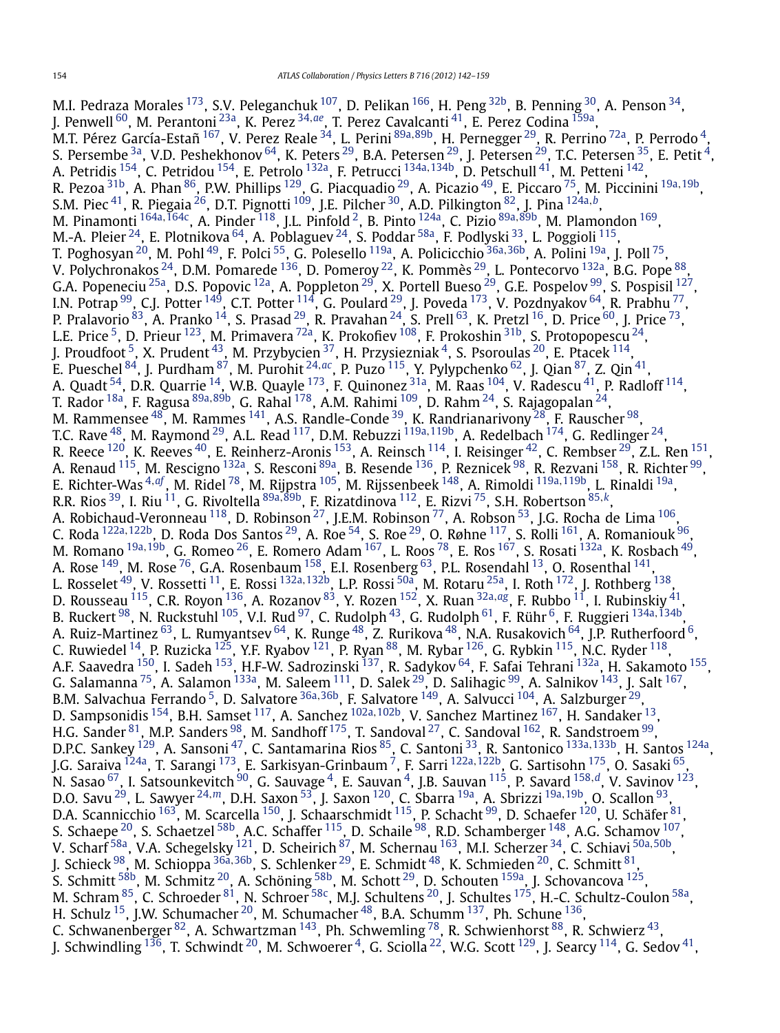M.I. Pedraza Morales [173], S.V. Peleganchuk [107], D. Pelikan [166], H. Peng [32b], B. Penning [30], A. Penson [34], J. Penwell [60], M. Perantoni [23a], K. Perez [34,ae], T. Perez Cavalcanti [41], E. Perez Codina [159a], M.T. Pérez García-Estañ [167], V. Perez Reale [34], L. Perini [89a,89b], H. Pernegger [29], R. Perrino [72a], P. Perrodo [4], S. Persembe [3a], V.D. Peshekhonov [64], K. Peters [29], B.A. Petersen [29], J. Petersen [29], T.C. Petersen [35], E. Petit [4], A. Petridis [154], C. Petridou [154], E. Petrolo [132a], F. Petrucci [134a,134b], D. Petschull [41], M. Petteni [142], R. Pezoa [31b], A. Phan [86], P.W. Phillips [129], G. Piacquadio [29], A. Picazio [49], E. Piccaro [75], M. Piccinini [19a,19b], S.M. Piec [41], R. Piegaia [26], D.T. Pignotti [109], J.E. Pilcher [30], A.D. Pilkington [82], J. Pina [124a,b], M. Pinamonti [164a,164c], A. Pinder [118], J.L. Pinfold [2], B. Pinto [124a], C. Pizio [89a,89b], M. Plamondon [169], M.-A. Pleier [24], E. Plotnikova [64], A. Poblaguev [24], S. Poddar [58a], F. Podlyski [33], L. Poggioli [115], T. Poghosyan [20], M. Pohl [49], F. Polci [55], G. Polesello [119a], A. Policicchio [36a,36b], A. Polini [19a], J. Poll [75], V. Polychronakos [24], D.M. Pomarede [136], D. Pomeroy [22], K. Pommès [29], L. Pontecorvo [132a], B.G. Pope [88], G.A. Popeneciu [25a], D.S. Popovic [12a], A. Poppleton [29], X. Portell Bueso [29], G.E. Pospelov [99], S. Pospisil [127], I.N. Potrap [99], C.J. Potter [149], C.T. Potter [114], G. Poulard [29], J. Poveda [173], V. Pozdnyakov [64], R. Prabhu [77], P. Pralavorio [83], A. Pranko [14], S. Prasad [29], R. Pravahan [24], S. Prell [63], K. Pretzl [16], D. Price [60], J. Price [73], L.E. Price [5], D. Prieur [123], M. Primavera [72a], K. Prokofiev [108], F. Prokoshin [31b], S. Protopopescu [24], J. Proudfoot [5], X. Prudent [43], M. Przybycien [37], H. Przysiezniak [4], S. Psoroulas [20], E. Ptacek [114], E. Pueschel [84], J. Purdham [87], M. Purohit [24,ac], P. Puzo [115], Y. Pylypchenko [62], J. Qian [87], Z. Qin [41], A. Quadt [54], D.R. Quarrie [14], W.B. Quayle [173], F. Quinonez [31a], M. Raas [104], V. Radescu [41], P. Radloff [114], T. Rador [18a], F. Ragusa [89a,89b], G. Rahal [178], A.M. Rahimi [109], D. Rahm [24], S. Rajagopalan [24], M. Rammensee [48], M. Rammes [141], A.S. Randle-Conde [39], K. Randrianarivony [28], F. Rauscher [98], T.C. Rave [48], M. Raymond [29], A.L. Read [117], D.M. Rebuzzi [119a,119b], A. Redelbach [174], G. Redlinger [24], R. Reece [120], K. Reeves [40], E. Reinherz-Aronis [153], A. Reinsch [114], I. Reisinger [42], C. Rembser [29], Z.L. Ren [151], A. Renaud [115], M. Rescigno [132a], S. Resconi [89a], B. Resende [136], P. Reznicek [98], R. Rezvani [158], R. Richter [99], E. Richter-Was [4,af], M. Ridel [78], M. Rijpstra [105], M. Rijssenbeek [148], A. Rimoldi [119a,119b], L. Rinaldi [19a], R.R. Rios [39], I. Riu [11], G. Rivoltella [89a,89b], F. Rizatdinova [112], E. Rizvi [75], S.H. Robertson [85,k], A. Robichaud-Veronneau [118], D. Robinson [27], J.E.M. Robinson [77], A. Robson [53], J.G. Rocha de Lima [106], C. Roda [122a,122b], D. Roda Dos Santos [29], A. Roe [54], S. Roe [29], O. Røhne [117], S. Rolli [161], A. Romaniouk [96], M. Romano [19a,19b], G. Romeo [26], E. Romero Adam [167], L. Roos [78], E. Ros [167], S. Rosati [132a], K. Rosbach [49], A. Rose [149], M. Rose [76], G.A. Rosenbaum [158], E.I. Rosenberg [63], P.L. Rosendahl [13], O. Rosenthal [141], L. Rosselet [49], V. Rossetti [11], E. Rossi [132a,132b], L.P. Rossi [50a], M. Rotaru [25a], I. Roth [172], J. Rothberg [138], D. Rousseau [115], C.R. Royon [136], A. Rozanov [83], Y. Rozen [152], X. Ruan [32a,ag], F. Rubbo [11], I. Rubinskiy [41], B. Ruckert [98], N. Ruckstuhl [105], V.I. Rud [97], C. Rudolph [43], G. Rudolph [61], F. Rühr [6], F. Ruggieri [134a,134b], A. Ruiz-Martinez [63], L. Rumyantsev [64], K. Runge [48], Z. Rurikova [48], N.A. Rusakovich [64], J.P. Rutherfoord [6], C. Ruwiedel [14], P. Ruzicka [125], Y.F. Ryabov [121], P. Ryan [88], M. Rybar [126], G. Rybkin [115], N.C. Ryder [118], A.F. Saavedra [150], I. Sadeh [153], H.F-W. Sadrozinski [137], R. Sadykov [64], F. Safai Tehrani [132a], H. Sakamoto [155], G. Salamanna [75], A. Salamon [133a], M. Saleem [111], D. Salek [29], D. Salihagic [99], A. Salnikov [143], J. Salt [167], B.M. Salvachua Ferrando [5], D. Salvatore [36a,36b], F. Salvatore [149], A. Salvucci [104], A. Salzburger [29], D. Sampsonidis [154], B.H. Samset [117], A. Sanchez [102a,102b], V. Sanchez Martinez [167], H. Sandaker [13], H.G. Sander [81], M.P. Sanders [98], M. Sandhoff [175], T. Sandoval [27], C. Sandoval [162], R. Sandstroem [99], D.P.C. Sankey [129], A. Sansoni [47], C. Santamarina Rios [85], C. Santoni [33], R. Santonico [133a,133b], H. Santos [124a], J.G. Saraiva [124a], T. Sarangi [173], E. Sarkisyan-Grinbaum [7], F. Sarri [122a,122b], G. Sartisohn [175], O. Sasaki [65], N. Sasao [67], I. Satsounkevitch [90], G. Sauvage [4], E. Sauvan [4], J.B. Sauvan [115], P. Savard [158,d], V. Savinov [123], D.O. Savu [29], L. Sawyer [24,m], D.H. Saxon [53], J. Saxon [120], C. Sbarra [19a], A. Sbrizzi [19a,19b], O. Scallon [93], D.A. Scannicchio [163], M. Scarcella [150], J. Schaarschmidt [115], P. Schacht [99], D. Schaefer [120], U. Schäfer [81], S. Schaepe [20], S. Schaetzel [58b], A.C. Schaffer [115], D. Schaile [98], R.D. Schamberger [148], A.G. Schamov [107], V. Scharf [58a], V.A. Schegelsky [121], D. Scheirich [87], M. Schernau [163], M.I. Scherzer [34], C. Schiavi [50a,50b], J. Schieck [98], M. Schioppa [36a,36b], S. Schlenker [29], E. Schmidt [48], K. Schmieden [20], C. Schmitt [81], S. Schmitt [58b], M. Schmitz [20], A. Schöning [58b], M. Schott [29], D. Schouten [159a], J. Schovancova [125], M. Schram [85], C. Schroeder [81], N. Schroer [58c], M.J. Schultens [20], J. Schultes [175], H.-C. Schultz-Coulon [58a], H. Schulz [15], J.W. Schumacher [20], M. Schumacher [48], B.A. Schumm [137], Ph. Schune [136], C. Schwanenberger [82], A. Schwartzman [143], Ph. Schwemling [78], R. Schwienhorst [88], R. Schwierz [43], J. Schwindling [136], T. Schwindt [20], M. Schwoerer [4], G. Sciolla [22], W.G. Scott [129], J. Searcy [114], G. Sedov [41],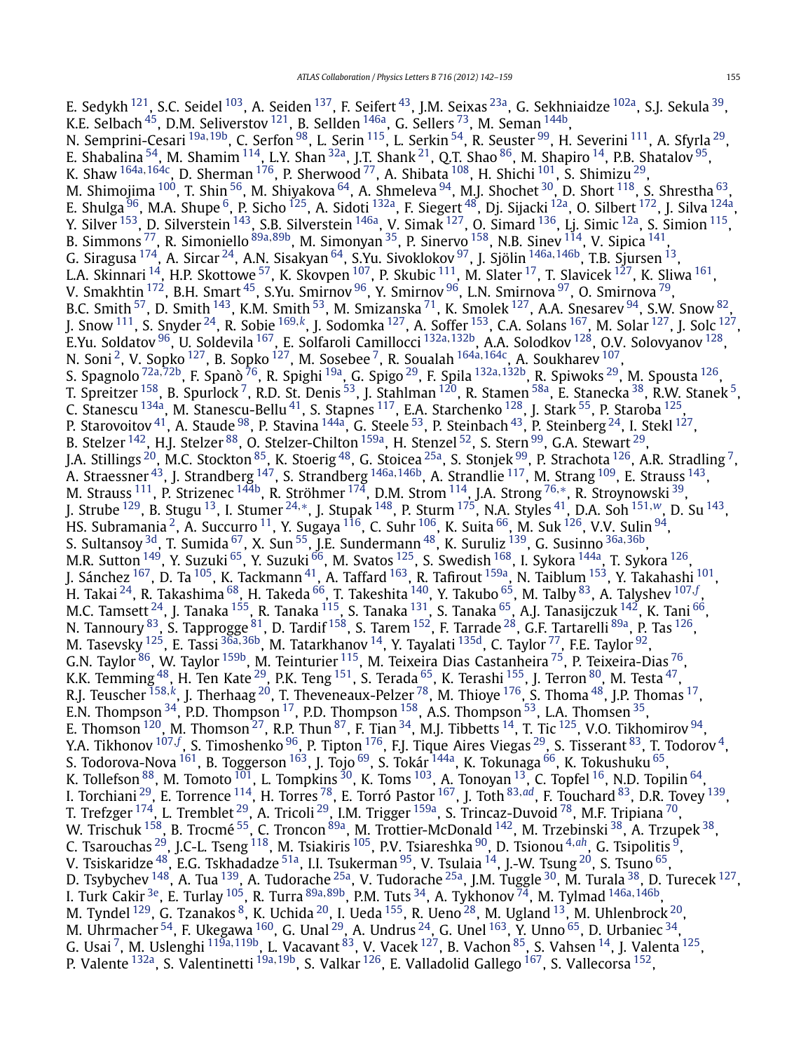E. Sedykh [121], S.C. Seidel [103], A. Seiden [137], F. Seifert [43], J.M. Seixas [23a], G. Sekhniaidze [102a], S.J. Sekula [39], K.E. Selbach [45], D.M. Seliverstov [121], B. Sellden [146a], G. Sellers [73], M. Seman [144b], N. Semprini-Cesari [19a,19b], C. Serfon [98], L. Serin [115], L. Serkin [54], R. Seuster [99], H. Severini [111], A. Sfyrla [29], E. Shabalina [54], M. Shamim [114], L.Y. Shan [32a], J.T. Shank [21], Q.T. Shao [86], M. Shapiro [14], P.B. Shatalov [95], K. Shaw [164a,164c], D. Sherman [176], P. Sherwood [77], A. Shibata [108], H. Shichi [101], S. Shimizu [29], M. Shimojima [100], T. Shin [56], M. Shiyakova [64], A. Shmeleva [94], M.J. Shochet [30], D. Short [118], S. Shrestha [63], E. Shulga [96], M.A. Shupe [6], P. Sicho [125], A. Sidoti [132a], F. Siegert [48], Dj. Sijacki [12a], O. Silbert [172], J. Silva [124a], Y. Silver [153], D. Silverstein [143], S.B. Silverstein [146a], V. Simak [127], O. Simard [136], Lj. Simic [12a], S. Simion [115], B. Simmons [77], R. Simoniello [89a,89b], M. Simonyan [35], P. Sinervo [158], N.B. Sinev [114], V. Sipica [141], G. Siragusa [174], A. Sircar [24], A.N. Sisakyan [64], S.Yu. Sivoklokov [97], J. Sjölin [146a,146b], T.B. Sjursen [13], L.A. Skinnari [14], H.P. Skottowe [57], K. Skovpen [107], P. Skubic [111], M. Slater [17], T. Slavicek [127], K. Sliwa [161], V. Smakhtin [172], B.H. Smart [45], S.Yu. Smirnov [96], Y. Smirnov [96], L.N. Smirnova [97], O. Smirnova [79], B.C. Smith [57], D. Smith [143], K.M. Smith [53], M. Smizanska [71], K. Smolek [127], A.A. Snesarev [94], S.W. Snow [82], J. Snow [111], S. Snyder [24], R. Sobie [169,k], J. Sodomka [127], A. Soffer [153], C.A. Solans [167], M. Solar [127], J. Solc [127], E.Yu. Soldatov [96], U. Soldevila [167], E. Solfaroli Camillocci [132a,132b], A.A. Solodkov [128], O.V. Solovyanov [128], N. Soni [2], V. Sopko [127], B. Sopko [127], M. Sosebee [7], R. Soualah [164a,164c], A. Soukharev [107], S. Spagnolo [72a,72b], F. Spanò [76], R. Spighi [19a], G. Spigo [29], F. Spila [132a,132b], R. Spiwoks [29], M. Spousta [126], T. Spreitzer [158], B. Spurlock [7], R.D. St. Denis [53], J. Stahlman [120], R. Stamen [58a], E. Stanecka [38], R.W. Stanek [5], C. Stanescu [134a], M. Stanescu-Bellu [41], S. Stapnes [117], E.A. Starchenko [128], J. Stark [55], P. Staroba [125], P. Starovoitov [41], A. Staude [98], P. Stavina [144a], G. Steele [53], P. Steinbach [43], P. Steinberg [24], I. Stekl [127], B. Stelzer [142], H.J. Stelzer [88], O. Stelzer-Chilton [159a], H. Stenzel [52], S. Stern [99], G.A. Stewart [29], J.A. Stillings [20], M.C. Stockton [85], K. Stoerig [48], G. Stoicea [25a], S. Stonjek [99], P. Strachota [126], A.R. Stradling [7], A. Straessner [43], J. Strandberg [147], S. Strandberg [146a,146b], A. Strandlie [117], M. Strang [109], E. Strauss [143], M. Strauss [111], P. Strizenec [144b], R. Ströhmer [174], D.M. Strom [114], J.A. Strong [76,*], R. Stroynowski [39], J. Strube [129], B. Stugu [13], I. Stumer [24,*], J. Stupak [148], P. Sturm [175], N.A. Styles [41], D.A. Soh [151,w], D. Su [143], HS. Subramania [2], A. Succurro [11], Y. Sugaya [116], C. Suhr [106], K. Suita [66], M. Suk [126], V.V. Sulin [94], S. Sultansoy [3d], T. Sumida [67], X. Sun [55], J.E. Sundermann [48], K. Suruliz [139], G. Susinno [36a,36b], M.R. Sutton [149], Y. Suzuki [65], Y. Suzuki [66], M. Svatos [125], S. Swedish [168], I. Sykora [144a], T. Sykora [126], J. Sánchez [167], D. Ta [105], K. Tackmann [41], A. Taffard [163], R. Tafirout [159a], N. Taiblum [153], Y. Takahashi [101], H. Takai [24], R. Takashima [68], H. Takeda [66], T. Takeshita [140], Y. Takubo [65], M. Talby [83], A. Talyshev [107,f], M.C. Tamsett [24], J. Tanaka [155], R. Tanaka [115], S. Tanaka [131], S. Tanaka [65], A.J. Tanasijczuk [142], K. Tani [66], N. Tannoury [83], S. Tapprogge [81], D. Tardif [158], S. Tarem [152], F. Tarrade [28], G.F. Tartarelli [89a], P. Tas [126], M. Tasevsky [125], E. Tassi [36a,36b], M. Tatarkhanov [14], Y. Tayalati [135d], C. Taylor [77], F.E. Taylor [92], G.N. Taylor [86], W. Taylor [159b], M. Teinturier [115], M. Teixeira Dias Castanheira [75], P. Teixeira-Dias [76], K.K. Temming [48], H. Ten Kate [29], P.K. Teng [151], S. Terada [65], K. Terashi [155], J. Terron [80], M. Testa [47], R.J. Teuscher [158,k], J. Therhaag [20], T. Theveneaux-Pelzer [78], M. Thioye [176], S. Thoma [48], J.P. Thomas [17], E.N. Thompson [34], P.D. Thompson [17], P.D. Thompson [158], A.S. Thompson [53], L.A. Thomsen [35], E. Thomson [120], M. Thomson [27], R.P. Thun [87], F. Tian [34], M.J. Tibbetts [14], T. Tic [125], V.O. Tikhomirov [94], Y.A. Tikhonov [107,f], S. Timoshenko [96], P. Tipton [176], F.J. Tique Aires Viegas [29], S. Tisserant [83], T. Todorov [4], S. Todorova-Nova [161], B. Toggerson [163], J. Tojo [69], S. Tokár [144a], K. Tokunaga [66], K. Tokushuku [65], K. Tollefson [88], M. Tomoto [101], L. Tompkins [30], K. Toms [103], A. Tonoyan [13], C. Topfel [16], N.D. Topilin [64], I. Torchiani [29], E. Torrence [114], H. Torres [78], E. Torró Pastor [167], J. Toth [83,ad], F. Touchard [83], D.R. Tovey [139], T. Trefzger [174], L. Tremblet [29], A. Tricoli [29], I.M. Trigger [159a], S. Trincaz-Duvoid [78], M.F. Tripiana [70], W. Trischuk [158], B. Trocmé [55], C. Troncon [89a], M. Trottier-McDonald [142], M. Trzebinski [38], A. Trzupek [38], C. Tsarouchas [29], J.C-L. Tseng [118], M. Tsiakiris [105], P.V. Tsiareshka [90], D. Tsionou [4,ah], G. Tsipolitis [9], V. Tsiskaridze [48], E.G. Tskhadadze [51a], I.I. Tsukerman [95], V. Tsulaia [14], J.-W. Tsung [20], S. Tsuno [65], D. Tsybychev [148], A. Tua [139], A. Tudorache [25a], V. Tudorache [25a], J.M. Tuggle [30], M. Turala [38], D. Turecek [127], I. Turk Cakir [3e], E. Turlay [105], R. Turra [89a,89b], P.M. Tuts [34], A. Tykhonov [74], M. Tylmad [146a,146b], M. Tyndel [129], G. Tzanakos [8], K. Uchida [20], I. Ueda [155], R. Ueno [28], M. Ugland [13], M. Uhlenbrock [20], M. Uhrmacher [54], F. Ukegawa [160], G. Unal [29], A. Undrus [24], G. Unel [163], Y. Unno [65], D. Urbaniec [34], G. Usai [7], M. Uslenghi [119a,119b], L. Vacavant [83], V. Vacek [127], B. Vachon [85], S. Vahsen [14], J. Valenta [125], P. Valente [132a], S. Valentinetti [19a,19b], S. Valkar [126], E. Valladolid Gallego [167], S. Vallecorsa [152],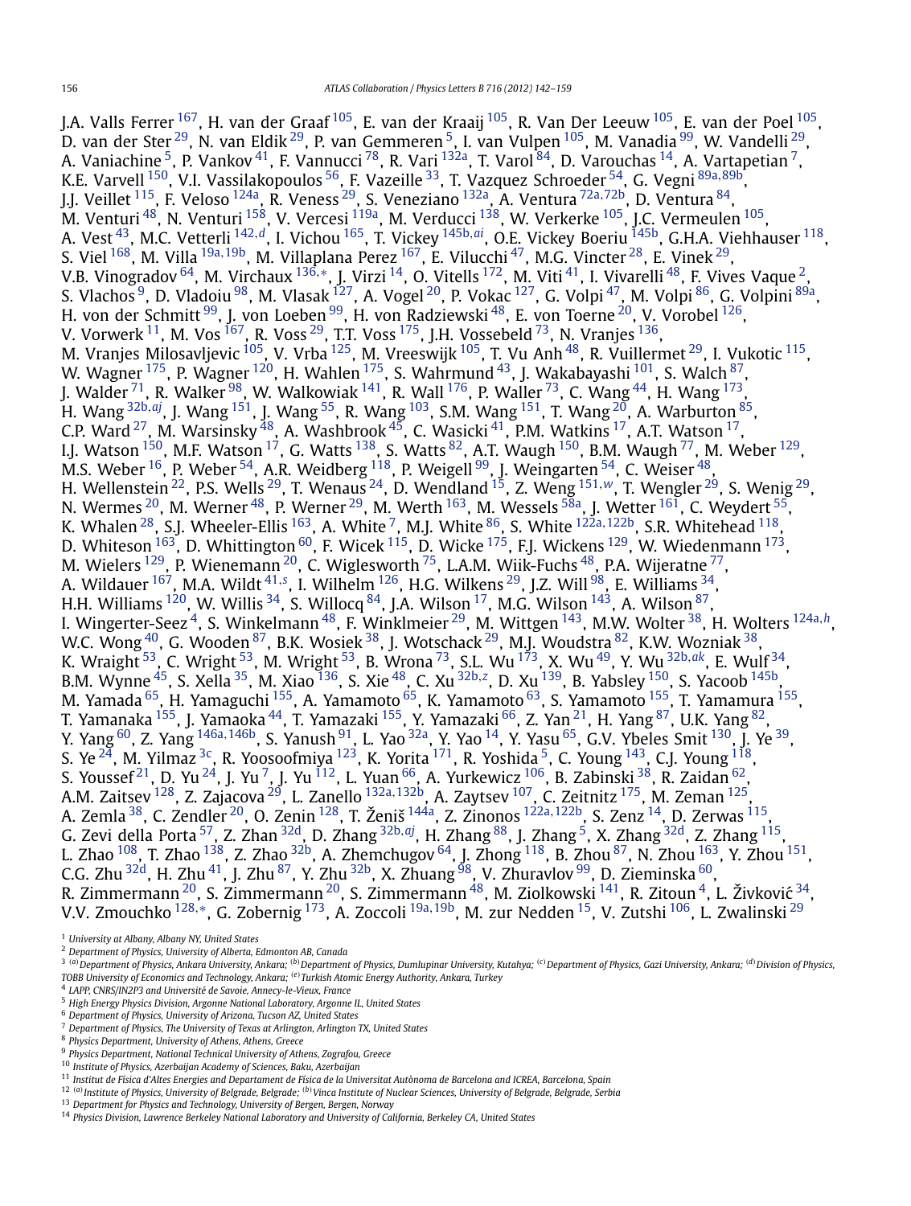J.A. Valls Ferrer [167], H. van der Graaf [105], E. van der Kraaij [105], R. Van Der Leeuw [105], E. van der Poel [105], D. van der Ster [29], N. van Eldik [29], P. van Gemmeren [5], I. van Vulpen [105], M. Vanadia [99], W. Vandelli [29], A. Vaniachine [5], P. Vankov [41], F. Vannucci [78], R. Vari [132a], T. Varol [84], D. Varouchas [14], A. Vartapetian [7], K.E. Varvell [150], V.I. Vassilakopoulos [56], F. Vazeille [33], T. Vazquez Schroeder [54], G. Vegni [89a,89b], J.J. Veillet [115], F. Veloso [124a], R. Veness [29], S. Veneziano [132a], A. Ventura [72a,72b], D. Ventura [84], M. Venturi [48], N. Venturi [158], V. Vercesi [119a], M. Verducci [138], W. Verkerke [105], J.C. Vermeulen [105], A. Vest [43], M.C. Vetterli [142,d], I. Vichou [165], T. Vickey [145b,ai], O.E. Vickey Boeriu [145b], G.H.A. Viehhauser [118], S. Viel [168], M. Villa [19a,19b], M. Villaplana Perez [167], E. Vilucchi [47], M.G. Vincter [28], E. Vinek [29], V.B. Vinogradov [64], M. Virchaux [136,*], J. Virzi [14], O. Vitells [172], M. Viti [41], I. Vivarelli [48], F. Vives Vaque [2], S. Vlachos [9], D. Vladoiu [98], M. Vlasak [127], A. Vogel [20], P. Vokac [127], G. Volpi [47], M. Volpi [86], G. Volpini [89a], H. von der Schmitt [99], J. von Loeben [99], H. von Radziewski [48], E. von Toerne [20], V. Vorobel [126], V. Vorwerk [11], M. Vos [167], R. Voss [29], T.T. Voss [175], J.H. Vossebeld [73], N. Vranjes [136], M. Vranjes Milosavljevic [105], V. Vrba [125], M. Vreeswijk [105], T. Vu Anh [48], R. Vuillermet [29], I. Vukotic [115], W. Wagner [175], P. Wagner [120], H. Wahlen [175], S. Wahrmund [43], J. Wakabayashi [101], S. Walch [87], J. Walder [71], R. Walker [98], W. Walkowiak [141], R. Wall [176], P. Waller [73], C. Wang [44], H. Wang [173], H. Wang [32b,aj], J. Wang [151], J. Wang [55], R. Wang [103], S.M. Wang [151], T. Wang [20], A. Warburton [85], C.P. Ward [27], M. Warsinsky [48], A. Washbrook [45], C. Wasicki [41], P.M. Watkins [17], A.T. Watson [17], I.J. Watson [150], M.F. Watson [17], G. Watts [138], S. Watts [82], A.T. Waugh [150], B.M. Waugh [77], M. Weber [129], M.S. Weber [16], P. Weber [54], A.R. Weidberg [118], P. Weigell [99], J. Weingarten [54], C. Weiser [48], H. Wellenstein [22], P.S. Wells [29], T. Wenaus [24], D. Wendland [15], Z. Weng [151,w], T. Wengler [29], S. Wenig [29], N. Wermes [20], M. Werner [48], P. Werner [29], M. Werth [163], M. Wessels [58a], J. Wetter [161], C. Weydert [55], K. Whalen [28], S.J. Wheeler-Ellis [163], A. White [7], M.J. White [86], S. White [122a,122b], S.R. Whitehead [118], D. Whiteson [163], D. Whittington [60], F. Wicek [115], D. Wicke [175], F.J. Wickens [129], W. Wiedenmann [173], M. Wielers [129], P. Wienemann [20], C. Wiglesworth [75], L.A.M. Wiik-Fuchs [48], P.A. Wijeratne [77], A. Wildauer [167], M.A. Wildt [41,s], I. Wilhelm [126], H.G. Wilkens [29], J.Z. Will [98], E. Williams [34], H.H. Williams [120], W. Willis [34], S. Willocq [84], J.A. Wilson [17], M.G. Wilson [143], A. Wilson [87], I. Wingerter-Seez [4], S. Winkelmann [48], F. Winklmeier [29], M. Wittgen [143], M.W. Wolter [38], H. Wolters [124a,h], W.C. Wong [40], G. Wooden [87], B.K. Wosiek [38], J. Wotschack [29], M.J. Woudstra [82], K.W. Wozniak [38], K. Wraight [53], C. Wright [53], M. Wright [53], B. Wrona [73], S.L. Wu [173], X. Wu [49], Y. Wu [32b,ak], E. Wulf [34], B.M. Wynne [45], S. Xella [35], M. Xiao [136], S. Xie [48], C. Xu [32b,z], D. Xu [139], B. Yabsley [150], S. Yacoob [145b], M. Yamada [65], H. Yamaguchi [155], A. Yamamoto [65], K. Yamamoto [63], S. Yamamoto [155], T. Yamamura [155], T. Yamanaka [155], J. Yamaoka [44], T. Yamazaki [155], Y. Yamazaki [66], Z. Yan [21], H. Yang [87], U.K. Yang [82], Y. Yang [60], Z. Yang [146a,146b], S. Yanush [91], L. Yao [32a], Y. Yao [14], Y. Yasu [65], G.V. Ybeles Smit [130], J. Ye [39], S. Ye [24], M. Yilmaz [3c], R. Yoosoofmiya [123], K. Yorita [171], R. Yoshida [5], C. Young [143], C.J. Young [118], S. Youssef [21], D. Yu [24], J. Yu [7], J. Yu [112], L. Yuan [66], A. Yurkewicz [106], B. Zabinski [38], R. Zaidan [62], A.M. Zaitsev [128], Z. Zajacova [29], L. Zanello [132a,132b], A. Zaytsev [107], C. Zeitnitz [175], M. Zeman [125], A. Zemla [38], C. Zendler [20], O. Zenin [128], T. Ženiš [144a], Z. Zinonos [122a,122b], S. Zenz [14], D. Zerwas [115], G. Zevi della Porta [57], Z. Zhan [32d], D. Zhang [32b,aj], H. Zhang [88], J. Zhang [5], X. Zhang [32d], Z. Zhang [115], L. Zhao [108], T. Zhao [138], Z. Zhao [32b], A. Zhemchugov [64], J. Zhong [118], B. Zhou [87], N. Zhou [163], Y. Zhou [151], C.G. Zhu [32d], H. Zhu [41], J. Zhu [87], Y. Zhu [32b], X. Zhuang [98], V. Zhuravlov [99], D. Zieminska [60], R. Zimmermann [20], S. Zimmermann [20], S. Zimmermann [48], M. Ziolkowski [141], R. Zitoun [4], L. Živković [34], V.V. Zmouchko [128,*], G. Zobernig [173], A. Zoccoli [19a,19b], M. zur Nedden [15], V. Zutshi [106], L. Zwalinski [29]

[1] University at Albany, Albany NY, United States
[2] Department of Physics, University of Alberta, Edmonton AB, Canada
[3] (a) Department of Physics, Ankara University, Ankara; (b) Department of Physics, Dumlupinar University, Kutahya; (c) Department of Physics, Gazi University, Ankara; (d) Division of Physics, TOBB University of Economics and Technology, Ankara; (e) Turkish Atomic Energy Authority, Ankara, Turkey
[4] LAPP, CNRS/IN2P3 and Université de Savoie, Annecy-le-Vieux, France
[5] High Energy Physics Division, Argonne National Laboratory, Argonne IL, United States
[6] Department of Physics, University of Arizona, Tucson AZ, United States
[7] Department of Physics, The University of Texas at Arlington, Arlington TX, United States
[8] Physics Department, University of Athens, Athens, Greece
[9] Physics Department, National Technical University of Athens, Zografou, Greece
[10] Institute of Physics, Azerbaijan Academy of Sciences, Baku, Azerbaijan
[11] Institut de Física d'Altes Energies and Departament de Física de la Universitat Autònoma de Barcelona and ICREA, Barcelona, Spain
[12] (a) Institute of Physics, University of Belgrade, Belgrade; (b) Vinca Institute of Nuclear Sciences, University of Belgrade, Belgrade, Serbia
[13] Department for Physics and Technology, University of Bergen, Bergen, Norway
[14] Physics Division, Lawrence Berkeley National Laboratory and University of California, Berkeley CA, United States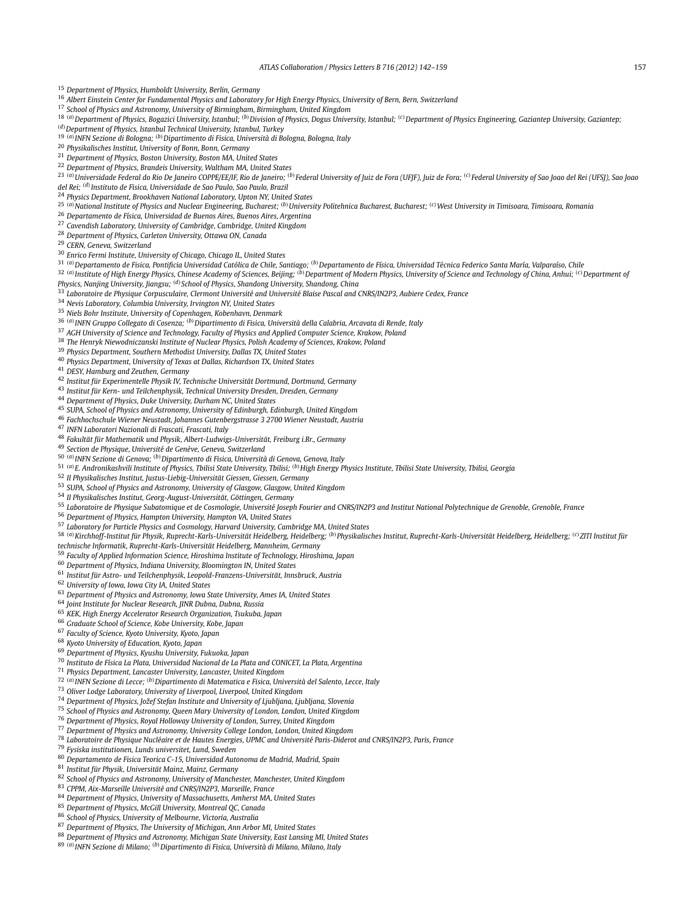[15] Department of Physics, Humboldt University, Berlin, Germany
[16] Albert Einstein Center for Fundamental Physics and Laboratory for High Energy Physics, University of Bern, Bern, Switzerland
[17] School of Physics and Astronomy, University of Birmingham, Birmingham, United Kingdom
[18] [(a)] Department of Physics, Bogazici University, Istanbul; [(b)] Division of Physics, Dogus University, Istanbul; [(c)] Department of Physics Engineering, Gaziantep University, Gaziantep; [(d)] Department of Physics, Istanbul Technical University, Istanbul, Turkey
[19] [(a)] INFN Sezione di Bologna; [(b)] Dipartimento di Fisica, Università di Bologna, Bologna, Italy
[20] Physikalisches Institut, University of Bonn, Bonn, Germany
[21] Department of Physics, Boston University, Boston MA, United States
[22] Department of Physics, Brandeis University, Waltham MA, United States
[23] [(a)] Universidade Federal do Rio De Janeiro COPPE/EE/IF, Rio de Janeiro; [(b)] Federal University of Juiz de Fora (UFJF), Juiz de Fora; [(c)] Federal University of Sao Joao del Rei (UFSJ), Sao Joao del Rei; [(d)] Instituto de Fisica, Universidade de Sao Paulo, Sao Paulo, Brazil
[24] Physics Department, Brookhaven National Laboratory, Upton NY, United States
[25] [(a)] National Institute of Physics and Nuclear Engineering, Bucharest; [(b)] University Politehnica Bucharest, Bucharest; [(c)] West University in Timisoara, Timisoara, Romania
[26] Departamento de Física, Universidad de Buenos Aires, Buenos Aires, Argentina
[27] Cavendish Laboratory, University of Cambridge, Cambridge, United Kingdom
[28] Department of Physics, Carleton University, Ottawa ON, Canada
[29] CERN, Geneva, Switzerland
[30] Enrico Fermi Institute, University of Chicago, Chicago IL, United States
[31] [(a)] Departamento de Fisica, Pontificia Universidad Católica de Chile, Santiago; [(b)] Departamento de Física, Universidad Técnica Federico Santa María, Valparaíso, Chile
[32] [(a)] Institute of High Energy Physics, Chinese Academy of Sciences, Beijing; [(b)] Department of Modern Physics, University of Science and Technology of China, Anhui; [(c)] Department of Physics, Nanjing University, Jiangsu; [(d)] School of Physics, Shandong University, Shandong, China
[33] Laboratoire de Physique Corpusculaire, Clermont Université and Université Blaise Pascal and CNRS/IN2P3, Aubiere Cedex, France
[34] Nevis Laboratory, Columbia University, Irvington NY, United States
[35] Niels Bohr Institute, University of Copenhagen, Kobenhavn, Denmark
[36] [(a)] INFN Gruppo Collegato di Cosenza; [(b)] Dipartimento di Fisica, Università della Calabria, Arcavata di Rende, Italy
[37] AGH University of Science and Technology, Faculty of Physics and Applied Computer Science, Krakow, Poland
[38] The Henryk Niewodniczanski Institute of Nuclear Physics, Polish Academy of Sciences, Krakow, Poland
[39] Physics Department, Southern Methodist University, Dallas TX, United States
[40] Physics Department, University of Texas at Dallas, Richardson TX, United States
[41] DESY, Hamburg and Zeuthen, Germany
[42] Institut für Experimentelle Physik IV, Technische Universität Dortmund, Dortmund, Germany
[43] Institut für Kern- und Teilchenphysik, Technical University Dresden, Dresden, Germany
[44] Department of Physics, Duke University, Durham NC, United States
[45] SUPA, School of Physics and Astronomy, University of Edinburgh, Edinburgh, United Kingdom
[46] Fachhochschule Wiener Neustadt, Johannes Gutenbergstrasse 3 2700 Wiener Neustadt, Austria
[47] INFN Laboratori Nazionali di Frascati, Frascati, Italy
[48] Fakultät für Mathematik und Physik, Albert-Ludwigs-Universität, Freiburg i.Br., Germany
[49] Section de Physique, Université de Genève, Geneva, Switzerland
[50] [(a)] INFN Sezione di Genova; [(b)] Dipartimento di Fisica, Università di Genova, Genova, Italy
[51] [(a)] E. Andronikashvili Institute of Physics, Tbilisi State University, Tbilisi; [(b)] High Energy Physics Institute, Tbilisi State University, Tbilisi, Georgia
[52] II Physikalisches Institut, Justus-Liebig-Universität Giessen, Giessen, Germany
[53] SUPA, School of Physics and Astronomy, University of Glasgow, Glasgow, United Kingdom
[54] II Physikalisches Institut, Georg-August-Universität, Göttingen, Germany
[55] Laboratoire de Physique Subatomique et de Cosmologie, Université Joseph Fourier and CNRS/IN2P3 and Institut National Polytechnique de Grenoble, Grenoble, France
[56] Department of Physics, Hampton University, Hampton VA, United States
[57] Laboratory for Particle Physics and Cosmology, Harvard University, Cambridge MA, United States
[58] [(a)] Kirchhoff-Institut für Physik, Ruprecht-Karls-Universität Heidelberg, Heidelberg; [(b)] Physikalisches Institut, Ruprecht-Karls-Universität Heidelberg, Heidelberg; [(c)] ZITI Institut für technische Informatik, Ruprecht-Karls-Universität Heidelberg, Mannheim, Germany
[59] Faculty of Applied Information Science, Hiroshima Institute of Technology, Hiroshima, Japan
[60] Department of Physics, Indiana University, Bloomington IN, United States
[61] Institut für Astro- und Teilchenphysik, Leopold-Franzens-Universität, Innsbruck, Austria
[62] University of Iowa, Iowa City IA, United States
[63] Department of Physics and Astronomy, Iowa State University, Ames IA, United States
[64] Joint Institute for Nuclear Research, JINR Dubna, Dubna, Russia
[65] KEK, High Energy Accelerator Research Organization, Tsukuba, Japan
[66] Graduate School of Science, Kobe University, Kobe, Japan
[67] Faculty of Science, Kyoto University, Kyoto, Japan
[68] Kyoto University of Education, Kyoto, Japan
[69] Department of Physics, Kyushu University, Fukuoka, Japan
[70] Instituto de Física La Plata, Universidad Nacional de La Plata and CONICET, La Plata, Argentina
[71] Physics Department, Lancaster University, Lancaster, United Kingdom
[72] [(a)] INFN Sezione di Lecce; [(b)] Dipartimento di Matematica e Fisica, Università del Salento, Lecce, Italy
[73] Oliver Lodge Laboratory, University of Liverpool, Liverpool, United Kingdom
[74] Department of Physics, Jožef Stefan Institute and University of Ljubljana, Ljubljana, Slovenia
[75] School of Physics and Astronomy, Queen Mary University of London, London, United Kingdom
[76] Department of Physics, Royal Holloway University of London, Surrey, United Kingdom
[77] Department of Physics and Astronomy, University College London, London, United Kingdom
[78] Laboratoire de Physique Nucléaire et de Hautes Energies, UPMC and Université Paris-Diderot and CNRS/IN2P3, Paris, France
[79] Fysiska institutionen, Lunds universitet, Lund, Sweden
[80] Departamento de Fisica Teorica C-15, Universidad Autonoma de Madrid, Madrid, Spain
[81] Institut für Physik, Universität Mainz, Mainz, Germany
[82] School of Physics and Astronomy, University of Manchester, Manchester, United Kingdom
[83] CPPM, Aix-Marseille Université and CNRS/IN2P3, Marseille, France
[84] Department of Physics, University of Massachusetts, Amherst MA, United States
[85] Department of Physics, McGill University, Montreal QC, Canada
[86] School of Physics, University of Melbourne, Victoria, Australia
[87] Department of Physics, The University of Michigan, Ann Arbor MI, United States
[88] Department of Physics and Astronomy, Michigan State University, East Lansing MI, United States
[89] [(a)] INFN Sezione di Milano; [(b)] Dipartimento di Fisica, Università di Milano, Milano, Italy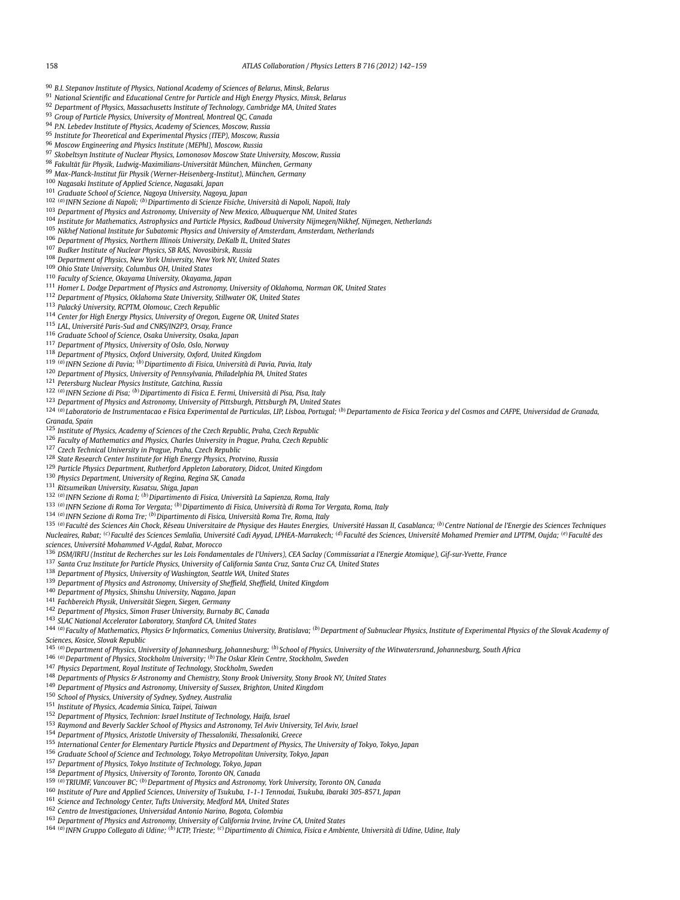[90] B.I. Stepanov Institute of Physics, National Academy of Sciences of Belarus, Minsk, Belarus
[91] National Scientific and Educational Centre for Particle and High Energy Physics, Minsk, Belarus
[92] Department of Physics, Massachusetts Institute of Technology, Cambridge MA, United States
[93] Group of Particle Physics, University of Montreal, Montreal QC, Canada
[94] P.N. Lebedev Institute of Physics, Academy of Sciences, Moscow, Russia
[95] Institute for Theoretical and Experimental Physics (ITEP), Moscow, Russia
[96] Moscow Engineering and Physics Institute (MEPhI), Moscow, Russia
[97] Skobeltsyn Institute of Nuclear Physics, Lomonosov Moscow State University, Moscow, Russia
[98] Fakultät für Physik, Ludwig-Maximilians-Universität München, München, Germany
[99] Max-Planck-Institut für Physik (Werner-Heisenberg-Institut), München, Germany
[100] Nagasaki Institute of Applied Science, Nagasaki, Japan
[101] Graduate School of Science, Nagoya University, Nagoya, Japan
[102] [(a)] INFN Sezione di Napoli; [(b)] Dipartimento di Scienze Fisiche, Università di Napoli, Napoli, Italy
[103] Department of Physics and Astronomy, University of New Mexico, Albuquerque NM, United States
[104] Institute for Mathematics, Astrophysics and Particle Physics, Radboud University Nijmegen/Nikhef, Nijmegen, Netherlands
[105] Nikhef National Institute for Subatomic Physics and University of Amsterdam, Amsterdam, Netherlands
[106] Department of Physics, Northern Illinois University, DeKalb IL, United States
[107] Budker Institute of Nuclear Physics, SB RAS, Novosibirsk, Russia
[108] Department of Physics, New York University, New York NY, United States
[109] Ohio State University, Columbus OH, United States
[110] Faculty of Science, Okayama University, Okayama, Japan
[111] Homer L. Dodge Department of Physics and Astronomy, University of Oklahoma, Norman OK, United States
[112] Department of Physics, Oklahoma State University, Stillwater OK, United States
[113] Palacký University, RCPTM, Olomouc, Czech Republic
[114] Center for High Energy Physics, University of Oregon, Eugene OR, United States
[115] LAL, Université Paris-Sud and CNRS/IN2P3, Orsay, France
[116] Graduate School of Science, Osaka University, Osaka, Japan
[117] Department of Physics, University of Oslo, Oslo, Norway
[118] Department of Physics, Oxford University, Oxford, United Kingdom
[119] [(a)] INFN Sezione di Pavia; [(b)] Dipartimento di Fisica, Università di Pavia, Pavia, Italy
[120] Department of Physics, University of Pennsylvania, Philadelphia PA, United States
[121] Petersburg Nuclear Physics Institute, Gatchina, Russia
[122] [(a)] INFN Sezione di Pisa; [(b)] Dipartimento di Fisica E. Fermi, Università di Pisa, Pisa, Italy
[123] Department of Physics and Astronomy, University of Pittsburgh, Pittsburgh PA, United States
[124] [(a)] Laboratorio de Instrumentacao e Fisica Experimental de Particulas, LIP, Lisboa, Portugal; [(b)] Departamento de Fisica Teorica y del Cosmos and CAFPE, Universidad de Granada, Granada, Spain
[125] Institute of Physics, Academy of Sciences of the Czech Republic, Praha, Czech Republic
[126] Faculty of Mathematics and Physics, Charles University in Prague, Praha, Czech Republic
[127] Czech Technical University in Prague, Praha, Czech Republic
[128] State Research Center Institute for High Energy Physics, Protvino, Russia
[129] Particle Physics Department, Rutherford Appleton Laboratory, Didcot, United Kingdom
[130] Physics Department, University of Regina, Regina SK, Canada
[131] Ritsumeikan University, Kusatsu, Shiga, Japan
[132] [(a)] INFN Sezione di Roma I; [(b)] Dipartimento di Fisica, Università La Sapienza, Roma, Italy
[133] [(a)] INFN Sezione di Roma Tor Vergata; [(b)] Dipartimento di Fisica, Università di Roma Tor Vergata, Roma, Italy
[134] [(a)] INFN Sezione di Roma Tre; [(b)] Dipartimento di Fisica, Università Roma Tre, Roma, Italy
[135] [(a)] Faculté des Sciences Ain Chock, Réseau Universitaire de Physique des Hautes Energies, Université Hassan II, Casablanca; [(b)] Centre National de l'Energie des Sciences Techniques Nucleaires, Rabat; [(c)] Faculté des Sciences Semlalia, Université Cadi Ayyad, LPHEA-Marrakech; [(d)] Faculté des Sciences, Université Mohamed Premier and LPTPM, Oujda; [(e)] Faculté des sciences, Université Mohammed V-Agdal, Rabat, Morocco
[136] DSM/IRFU (Institut de Recherches sur les Lois Fondamentales de l'Univers), CEA Saclay (Commissariat a l'Energie Atomique), Gif-sur-Yvette, France
[137] Santa Cruz Institute for Particle Physics, University of California Santa Cruz, Santa Cruz CA, United States
[138] Department of Physics, University of Washington, Seattle WA, United States
[139] Department of Physics and Astronomy, University of Sheffield, Sheffield, United Kingdom
[140] Department of Physics, Shinshu University, Nagano, Japan
[141] Fachbereich Physik, Universität Siegen, Siegen, Germany
[142] Department of Physics, Simon Fraser University, Burnaby BC, Canada
[143] SLAC National Accelerator Laboratory, Stanford CA, United States
[144] [(a)] Faculty of Mathematics, Physics & Informatics, Comenius University, Bratislava; [(b)] Department of Subnuclear Physics, Institute of Experimental Physics of the Slovak Academy of Sciences, Kosice, Slovak Republic
[145] [(a)] Department of Physics, University of Johannesburg, Johannesburg; [(b)] School of Physics, University of the Witwatersrand, Johannesburg, South Africa
[146] [(a)] Department of Physics, Stockholm University; [(b)] The Oskar Klein Centre, Stockholm, Sweden
[147] Physics Department, Royal Institute of Technology, Stockholm, Sweden
[148] Departments of Physics & Astronomy and Chemistry, Stony Brook University, Stony Brook NY, United States
[149] Department of Physics and Astronomy, University of Sussex, Brighton, United Kingdom
[150] School of Physics, University of Sydney, Sydney, Australia
[151] Institute of Physics, Academia Sinica, Taipei, Taiwan
[152] Department of Physics, Technion: Israel Institute of Technology, Haifa, Israel
[153] Raymond and Beverly Sackler School of Physics and Astronomy, Tel Aviv University, Tel Aviv, Israel
[154] Department of Physics, Aristotle University of Thessaloniki, Thessaloniki, Greece
[155] International Center for Elementary Particle Physics and Department of Physics, The University of Tokyo, Tokyo, Japan
[156] Graduate School of Science and Technology, Tokyo Metropolitan University, Tokyo, Japan
[157] Department of Physics, Tokyo Institute of Technology, Tokyo, Japan
[158] Department of Physics, University of Toronto, Toronto ON, Canada
[159] [(a)] TRIUMF, Vancouver BC; [(b)] Department of Physics and Astronomy, York University, Toronto ON, Canada
[160] Institute of Pure and Applied Sciences, University of Tsukuba, 1-1-1 Tennodai, Tsukuba, Ibaraki 305-8571, Japan
[161] Science and Technology Center, Tufts University, Medford MA, United States
[162] Centro de Investigaciones, Universidad Antonio Narino, Bogota, Colombia
[163] Department of Physics and Astronomy, University of California Irvine, Irvine CA, United States
[164] [(a)] INFN Gruppo Collegato di Udine; [(b)] ICTP, Trieste; [(c)] Dipartimento di Chimica, Fisica e Ambiente, Università di Udine, Udine, Italy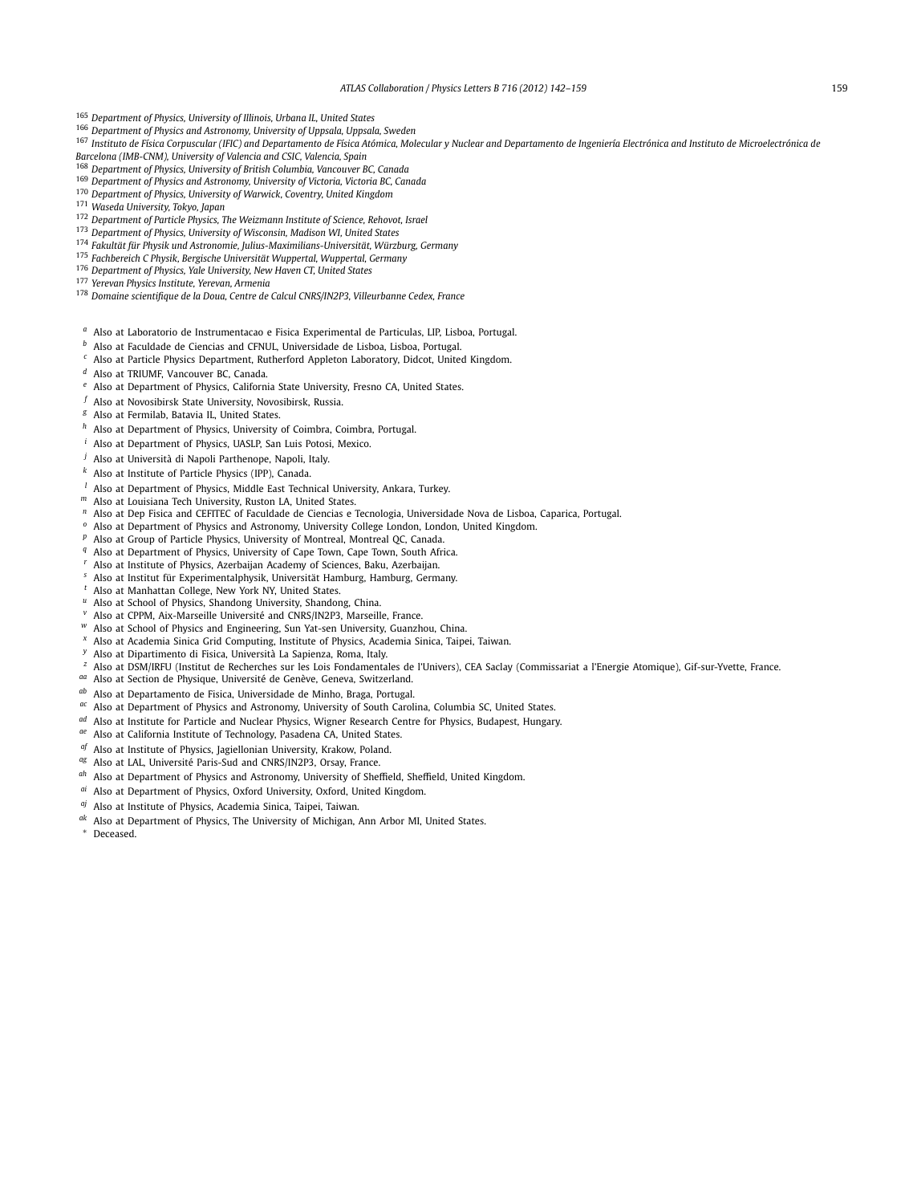[165] *Department of Physics, University of Illinois, Urbana IL, United States*
[166] *Department of Physics and Astronomy, University of Uppsala, Uppsala, Sweden*
[167] *Instituto de Física Corpuscular (IFIC) and Departamento de Física Atómica, Molecular y Nuclear and Departamento de Ingeniería Electrónica and Instituto de Microelectrónica de Barcelona (IMB-CNM), University of Valencia and CSIC, Valencia, Spain*
[168] *Department of Physics, University of British Columbia, Vancouver BC, Canada*
[169] *Department of Physics and Astronomy, University of Victoria, Victoria BC, Canada*
[170] *Department of Physics, University of Warwick, Coventry, United Kingdom*
[171] *Waseda University, Tokyo, Japan*
[172] *Department of Particle Physics, The Weizmann Institute of Science, Rehovot, Israel*
[173] *Department of Physics, University of Wisconsin, Madison WI, United States*
[174] *Fakultät für Physik und Astronomie, Julius-Maximilians-Universität, Würzburg, Germany*
[175] *Fachbereich C Physik, Bergische Universität Wuppertal, Wuppertal, Germany*
[176] *Department of Physics, Yale University, New Haven CT, United States*
[177] *Yerevan Physics Institute, Yerevan, Armenia*
[178] *Domaine scientifique de la Doua, Centre de Calcul CNRS/IN2P3, Villeurbanne Cedex, France*

[a] Also at Laboratorio de Instrumentacao e Fisica Experimental de Particulas, LIP, Lisboa, Portugal.
[b] Also at Faculdade de Ciencias and CFNUL, Universidade de Lisboa, Lisboa, Portugal.
[c] Also at Particle Physics Department, Rutherford Appleton Laboratory, Didcot, United Kingdom.
[d] Also at TRIUMF, Vancouver BC, Canada.
[e] Also at Department of Physics, California State University, Fresno CA, United States.
[f] Also at Novosibirsk State University, Novosibirsk, Russia.
[g] Also at Fermilab, Batavia IL, United States.
[h] Also at Department of Physics, University of Coimbra, Coimbra, Portugal.
[i] Also at Department of Physics, UASLP, San Luis Potosi, Mexico.
[j] Also at Università di Napoli Parthenope, Napoli, Italy.
[k] Also at Institute of Particle Physics (IPP), Canada.
[l] Also at Department of Physics, Middle East Technical University, Ankara, Turkey.
[m] Also at Louisiana Tech University, Ruston LA, United States.
[n] Also at Dep Fisica and CEFITEC of Faculdade de Ciencias e Tecnologia, Universidade Nova de Lisboa, Caparica, Portugal.
[o] Also at Department of Physics and Astronomy, University College London, London, United Kingdom.
[p] Also at Group of Particle Physics, University of Montreal, Montreal QC, Canada.
[q] Also at Department of Physics, University of Cape Town, Cape Town, South Africa.
[r] Also at Institute of Physics, Azerbaijan Academy of Sciences, Baku, Azerbaijan.
[s] Also at Institut für Experimentalphysik, Universität Hamburg, Hamburg, Germany.
[t] Also at Manhattan College, New York NY, United States.
[u] Also at School of Physics, Shandong University, Shandong, China.
[v] Also at CPPM, Aix-Marseille Université and CNRS/IN2P3, Marseille, France.
[w] Also at School of Physics and Engineering, Sun Yat-sen University, Guanzhou, China.
[x] Also at Academia Sinica Grid Computing, Institute of Physics, Academia Sinica, Taipei, Taiwan.
[y] Also at Dipartimento di Fisica, Università La Sapienza, Roma, Italy.
[z] Also at DSM/IRFU (Institut de Recherches sur les Lois Fondamentales de l'Univers), CEA Saclay (Commissariat a l'Energie Atomique), Gif-sur-Yvette, France.
[aa] Also at Section de Physique, Université de Genève, Geneva, Switzerland.
[ab] Also at Departamento de Fisica, Universidade de Minho, Braga, Portugal.
[ac] Also at Department of Physics and Astronomy, University of South Carolina, Columbia SC, United States.
[ad] Also at Institute for Particle and Nuclear Physics, Wigner Research Centre for Physics, Budapest, Hungary.
[ae] Also at California Institute of Technology, Pasadena CA, United States.
[af] Also at Institute of Physics, Jagiellonian University, Krakow, Poland.
[ag] Also at LAL, Université Paris-Sud and CNRS/IN2P3, Orsay, France.
[ah] Also at Department of Physics and Astronomy, University of Sheffield, Sheffield, United Kingdom.
[ai] Also at Department of Physics, Oxford University, Oxford, United Kingdom.
[aj] Also at Institute of Physics, Academia Sinica, Taipei, Taiwan.
[ak] Also at Department of Physics, The University of Michigan, Ann Arbor MI, United States.
[*] Deceased.